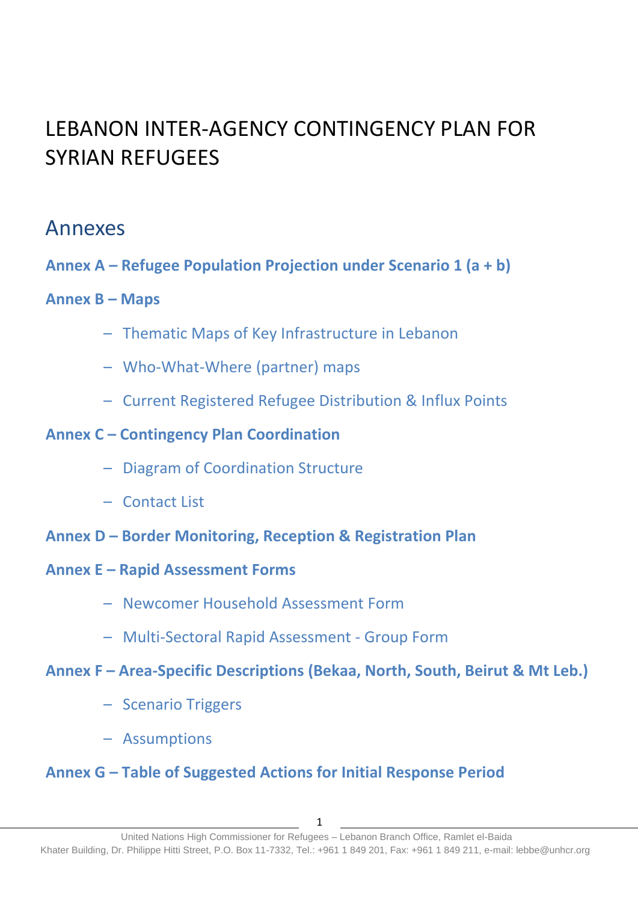# LEBANON INTER-AGENCY CONTINGENCY PLAN FOR SYRIAN REFUGEES

## Annexes

**Annex A – Refugee Population Projection under Scenario 1 (a + b)**

**Annex B – Maps**

- Thematic Maps of Key Infrastructure in Lebanon
- Who-What-Where (partner) maps
- Current Registered Refugee Distribution & Influx Points

**Annex C – Contingency Plan Coordination**

- Diagram of Coordination Structure
- Contact List

**Annex D – Border Monitoring, Reception & Registration Plan**

**Annex E – Rapid Assessment Forms**

- Newcomer Household Assessment Form
- Multi-Sectoral Rapid Assessment - Group Form

**Annex F – Area-Specific Descriptions (Bekaa, North, South, Beirut & Mt Leb.)**

- Scenario Triggers
- Assumptions

**Annex G – Table of Suggested Actions for Initial Response Period**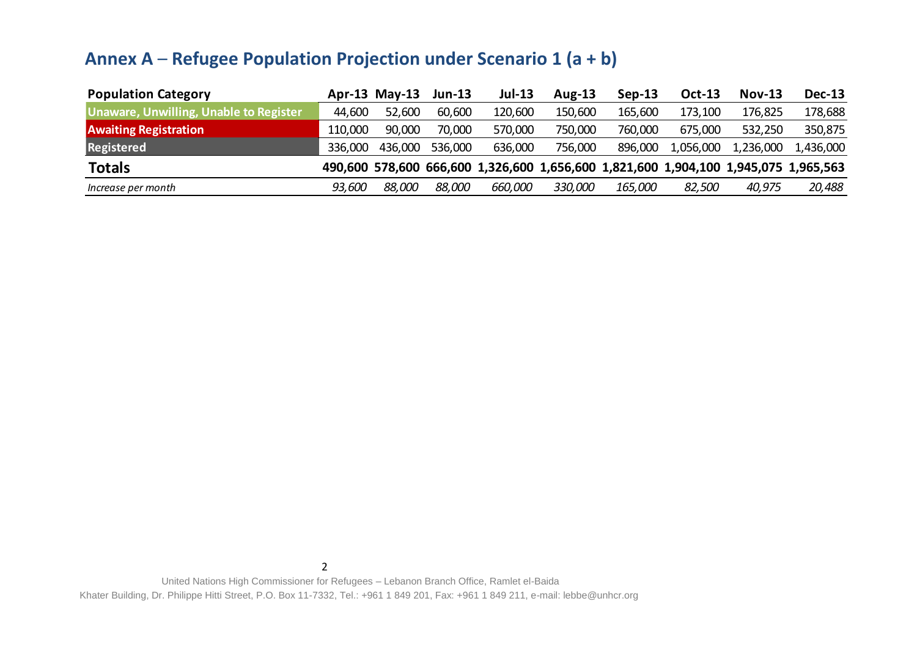## Annex A – Refugee Population Projection under Scenario 1 (a + b)

| Population Category | Apr-13 | May-13 | Jun-13 | Jul-13 | Aug-13 | Sep-13 | Oct-13 | Nov-13 | Dec-13 |
|---|---|---|---|---|---|---|---|---|---|
| Unaware, Unwilling, Unable to Register | 44,600 | 52,600 | 60,600 | 120,600 | 150,600 | 165,600 | 173,100 | 176,825 | 178,688 |
| Awaiting Registration | 110,000 | 90,000 | 70,000 | 570,000 | 750,000 | 760,000 | 675,000 | 532,250 | 350,875 |
| Registered | 336,000 | 436,000 | 536,000 | 636,000 | 756,000 | 896,000 | 1,056,000 | 1,236,000 | 1,436,000 |
| **Totals** | **490,600** | **578,600** | **666,600** | **1,326,600** | **1,656,600** | **1,821,600** | **1,904,100** | **1,945,075** | **1,965,563** |
| *Increase per month* | *93,600* | *88,000* | *88,000* | *660,000* | *330,000* | *165,000* | *82,500* | *40,975* | *20,488* |

United Nations High Commissioner for Refugees – Lebanon Branch Office, Ramlet el-Baida
Khater Building, Dr. Philippe Hitti Street, P.O. Box 11-7332, Tel.: +961 1 849 201, Fax: +961 1 849 211, e-mail: lebbe@unhcr.org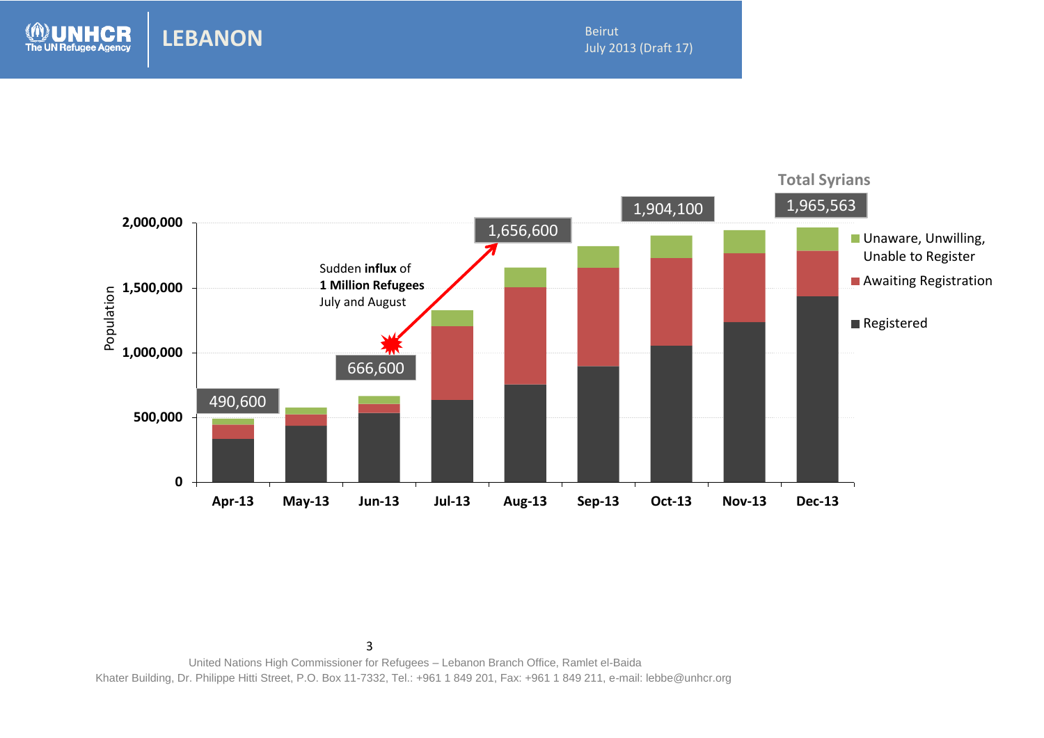Total Syrians

| | Apr-13 | May-13 | Jun-13 | Jul-13 | Aug-13 | Sep-13 | Oct-13 | Nov-13 | Dec-13 |
|---|---|---|---|---|---|---|---|---|---|
| Total Syrians | 490,600 | | 666,600 | | 1,656,600 | | 1,904,100 | | 1,965,563 |

Sudden **influx** of **1 Million Refugees** July and August

Legend: Unaware, Unwilling, Unable to Register; Awaiting Registration; Registered

Y-axis: Population (0; 500,000; 1,000,000; 1,500,000; 2,000,000)

United Nations High Commissioner for Refugees – Lebanon Branch Office, Ramlet el-Baida
Khater Building, Dr. Philippe Hitti Street, P.O. Box 11-7332, Tel.: +961 1 849 201, Fax: +961 1 849 211, e-mail: lebbe@unhcr.org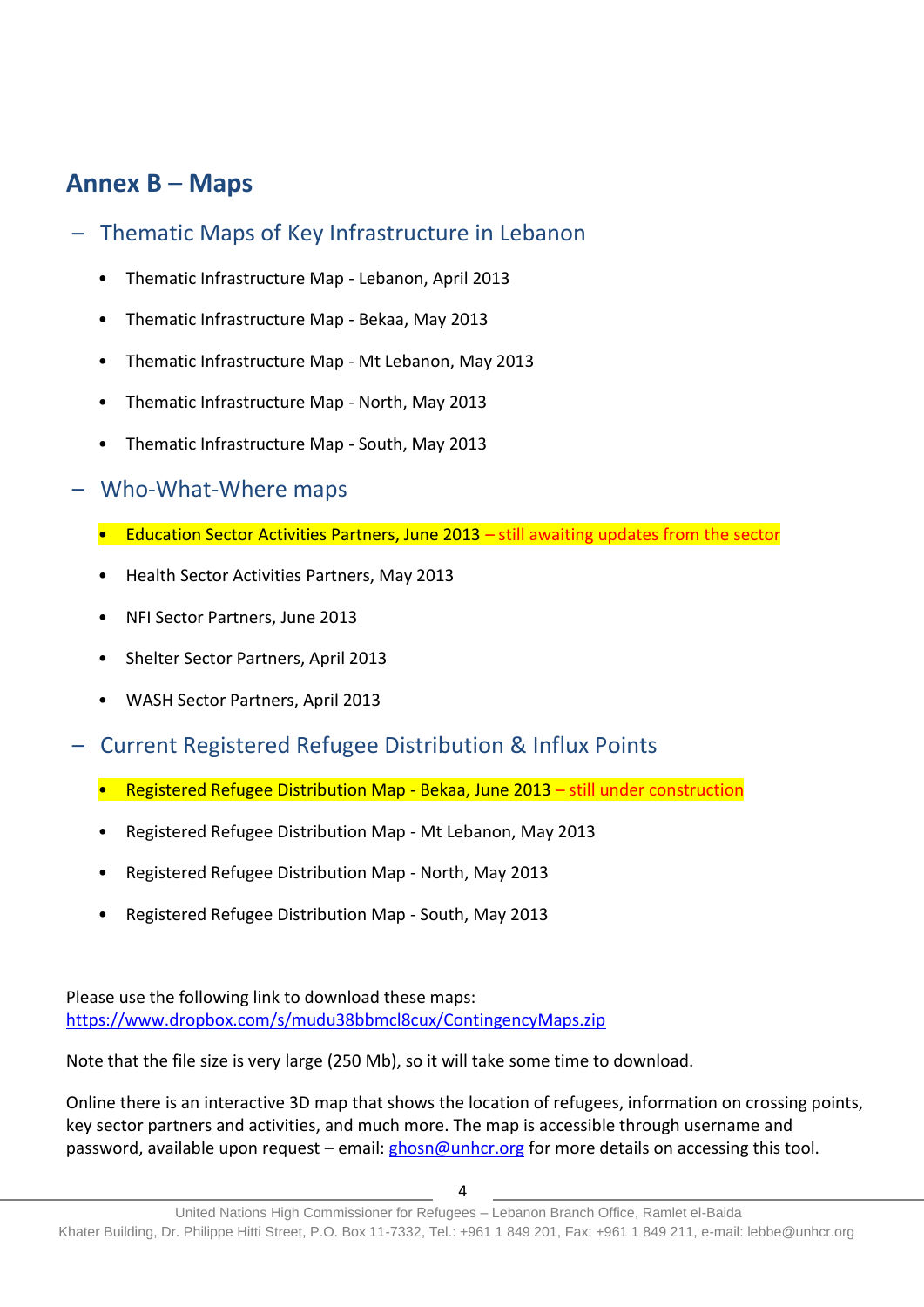# Annex B – Maps

## – Thematic Maps of Key Infrastructure in Lebanon

- Thematic Infrastructure Map - Lebanon, April 2013
- Thematic Infrastructure Map - Bekaa, May 2013
- Thematic Infrastructure Map - Mt Lebanon, May 2013
- Thematic Infrastructure Map - North, May 2013
- Thematic Infrastructure Map - South, May 2013

## – Who-What-Where maps

- Education Sector Activities Partners, June 2013 – still awaiting updates from the sector
- Health Sector Activities Partners, May 2013
- NFI Sector Partners, June 2013
- Shelter Sector Partners, April 2013
- WASH Sector Partners, April 2013

## – Current Registered Refugee Distribution & Influx Points

- Registered Refugee Distribution Map - Bekaa, June 2013 – still under construction
- Registered Refugee Distribution Map - Mt Lebanon, May 2013
- Registered Refugee Distribution Map - North, May 2013
- Registered Refugee Distribution Map - South, May 2013

Please use the following link to download these maps:
https://www.dropbox.com/s/mudu38bbmcl8cux/ContingencyMaps.zip

Note that the file size is very large (250 Mb), so it will take some time to download.

Online there is an interactive 3D map that shows the location of refugees, information on crossing points, key sector partners and activities, and much more. The map is accessible through username and password, available upon request – email: ghosn@unhcr.org for more details on accessing this tool.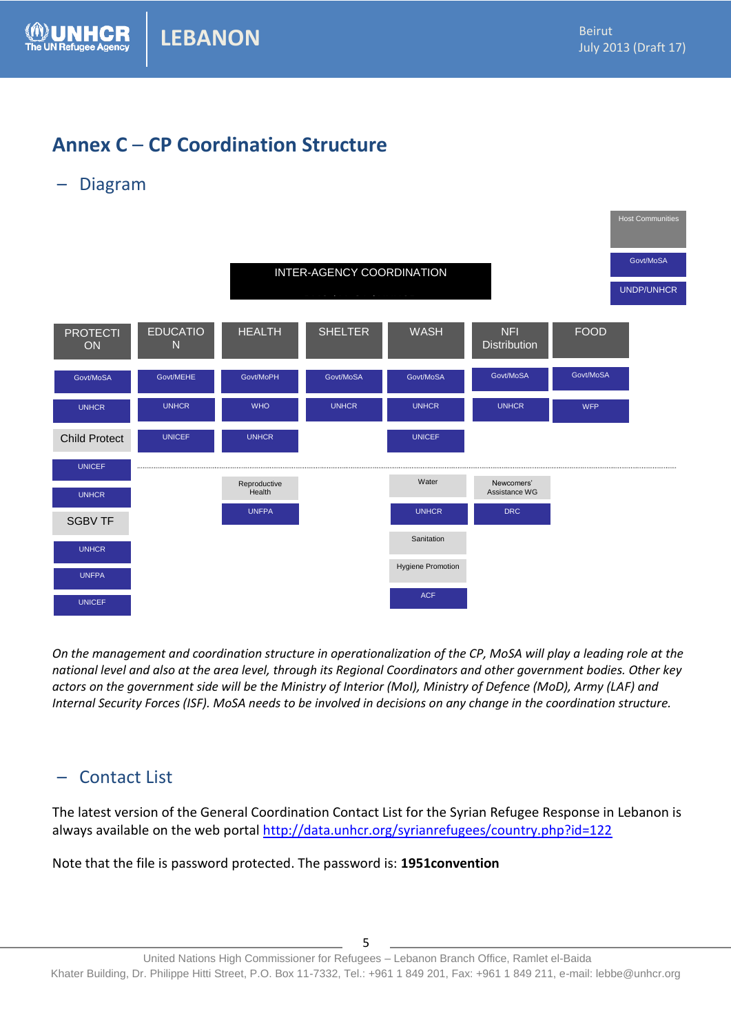## Annex C – CP Coordination Structure

### – Diagram

Host Communities
Govt/MoSA
UNDP/UNHCR

INTER-AGENCY COORDINATION

| PROTECTION | EDUCATION | HEALTH | SHELTER | WASH | NFI Distribution | FOOD |
|---|---|---|---|---|---|---|
| Govt/MoSA | Govt/MEHE | Govt/MoPH | Govt/MoSA | Govt/MoSA | Govt/MoSA | Govt/MoSA |
| UNHCR | UNHCR | WHO | UNHCR | UNHCR | UNHCR | WFP |
| Child Protect | UNICEF | UNHCR | | UNICEF | | |
| UNICEF | | | | | | |
| UNHCR | | Reproductive Health | | Water | Newcomers' Assistance WG | |
| SGBV TF | | UNFPA | | UNHCR | DRC | |
| UNHCR | | | | Sanitation | | |
| UNFPA | | | | Hygiene Promotion | | |
| UNICEF | | | | ACF | | |

*On the management and coordination structure in operationalization of the CP, MoSA will play a leading role at the national level and also at the area level, through its Regional Coordinators and other government bodies. Other key actors on the government side will be the Ministry of Interior (MoI), Ministry of Defence (MoD), Army (LAF) and Internal Security Forces (ISF). MoSA needs to be involved in decisions on any change in the coordination structure.*

### – Contact List

The latest version of the General Coordination Contact List for the Syrian Refugee Response in Lebanon is always available on the web portal http://data.unhcr.org/syrianrefugees/country.php?id=122

Note that the file is password protected. The password is: **1951convention**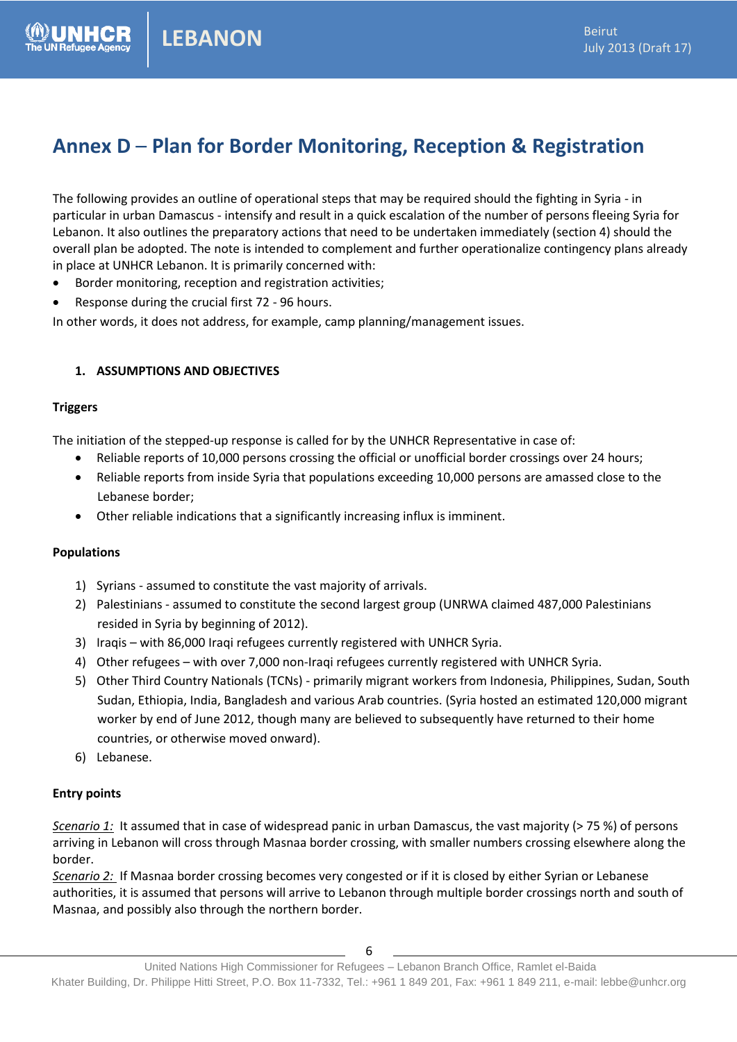# Annex D – Plan for Border Monitoring, Reception & Registration

The following provides an outline of operational steps that may be required should the fighting in Syria - in particular in urban Damascus - intensify and result in a quick escalation of the number of persons fleeing Syria for Lebanon. It also outlines the preparatory actions that need to be undertaken immediately (section 4) should the overall plan be adopted. The note is intended to complement and further operationalize contingency plans already in place at UNHCR Lebanon. It is primarily concerned with:

- Border monitoring, reception and registration activities;
- Response during the crucial first 72 - 96 hours.

In other words, it does not address, for example, camp planning/management issues.

## 1. ASSUMPTIONS AND OBJECTIVES

### Triggers

The initiation of the stepped-up response is called for by the UNHCR Representative in case of:

- Reliable reports of 10,000 persons crossing the official or unofficial border crossings over 24 hours;
- Reliable reports from inside Syria that populations exceeding 10,000 persons are amassed close to the Lebanese border;
- Other reliable indications that a significantly increasing influx is imminent.

### Populations

1) Syrians - assumed to constitute the vast majority of arrivals.
2) Palestinians - assumed to constitute the second largest group (UNRWA claimed 487,000 Palestinians resided in Syria by beginning of 2012).
3) Iraqis – with 86,000 Iraqi refugees currently registered with UNHCR Syria.
4) Other refugees – with over 7,000 non-Iraqi refugees currently registered with UNHCR Syria.
5) Other Third Country Nationals (TCNs) - primarily migrant workers from Indonesia, Philippines, Sudan, South Sudan, Ethiopia, India, Bangladesh and various Arab countries. (Syria hosted an estimated 120,000 migrant worker by end of June 2012, though many are believed to subsequently have returned to their home countries, or otherwise moved onward).
6) Lebanese.

### Entry points

*Scenario 1:* It assumed that in case of widespread panic in urban Damascus, the vast majority (> 75 %) of persons arriving in Lebanon will cross through Masnaa border crossing, with smaller numbers crossing elsewhere along the border.

*Scenario 2:* If Masnaa border crossing becomes very congested or if it is closed by either Syrian or Lebanese authorities, it is assumed that persons will arrive to Lebanon through multiple border crossings north and south of Masnaa, and possibly also through the northern border.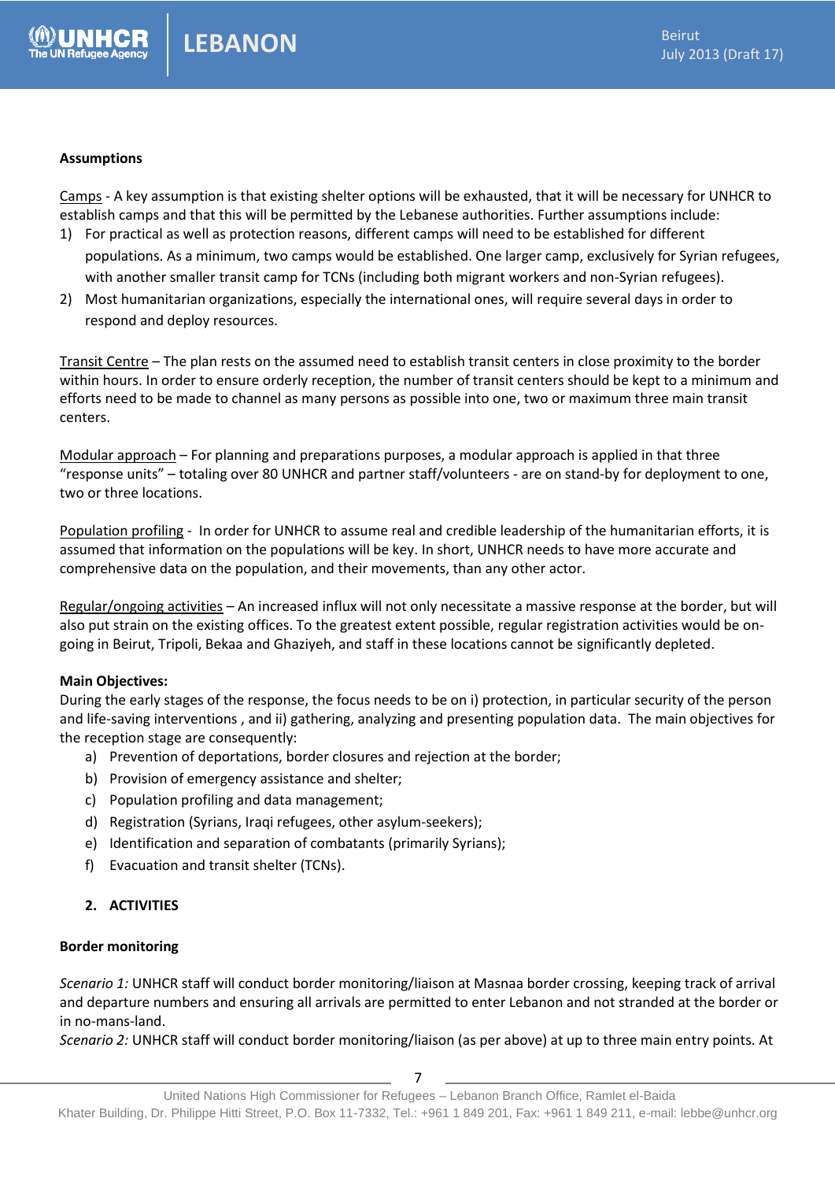**Assumptions**

Camps - A key assumption is that existing shelter options will be exhausted, that it will be necessary for UNHCR to establish camps and that this will be permitted by the Lebanese authorities. Further assumptions include:

1) For practical as well as protection reasons, different camps will need to be established for different populations. As a minimum, two camps would be established. One larger camp, exclusively for Syrian refugees, with another smaller transit camp for TCNs (including both migrant workers and non-Syrian refugees).
2) Most humanitarian organizations, especially the international ones, will require several days in order to respond and deploy resources.

Transit Centre – The plan rests on the assumed need to establish transit centers in close proximity to the border within hours. In order to ensure orderly reception, the number of transit centers should be kept to a minimum and efforts need to be made to channel as many persons as possible into one, two or maximum three main transit centers.

Modular approach – For planning and preparations purposes, a modular approach is applied in that three "response units" – totaling over 80 UNHCR and partner staff/volunteers - are on stand-by for deployment to one, two or three locations.

Population profiling - In order for UNHCR to assume real and credible leadership of the humanitarian efforts, it is assumed that information on the populations will be key. In short, UNHCR needs to have more accurate and comprehensive data on the population, and their movements, than any other actor.

Regular/ongoing activities – An increased influx will not only necessitate a massive response at the border, but will also put strain on the existing offices. To the greatest extent possible, regular registration activities would be on-going in Beirut, Tripoli, Bekaa and Ghaziyeh, and staff in these locations cannot be significantly depleted.

**Main Objectives:**

During the early stages of the response, the focus needs to be on i) protection, in particular security of the person and life-saving interventions , and ii) gathering, analyzing and presenting population data. The main objectives for the reception stage are consequently:

a) Prevention of deportations, border closures and rejection at the border;
b) Provision of emergency assistance and shelter;
c) Population profiling and data management;
d) Registration (Syrians, Iraqi refugees, other asylum-seekers);
e) Identification and separation of combatants (primarily Syrians);
f) Evacuation and transit shelter (TCNs).

## 2. ACTIVITIES

**Border monitoring**

*Scenario 1:* UNHCR staff will conduct border monitoring/liaison at Masnaa border crossing, keeping track of arrival and departure numbers and ensuring all arrivals are permitted to enter Lebanon and not stranded at the border or in no-mans-land.

*Scenario 2:* UNHCR staff will conduct border monitoring/liaison (as per above) at up to three main entry points. At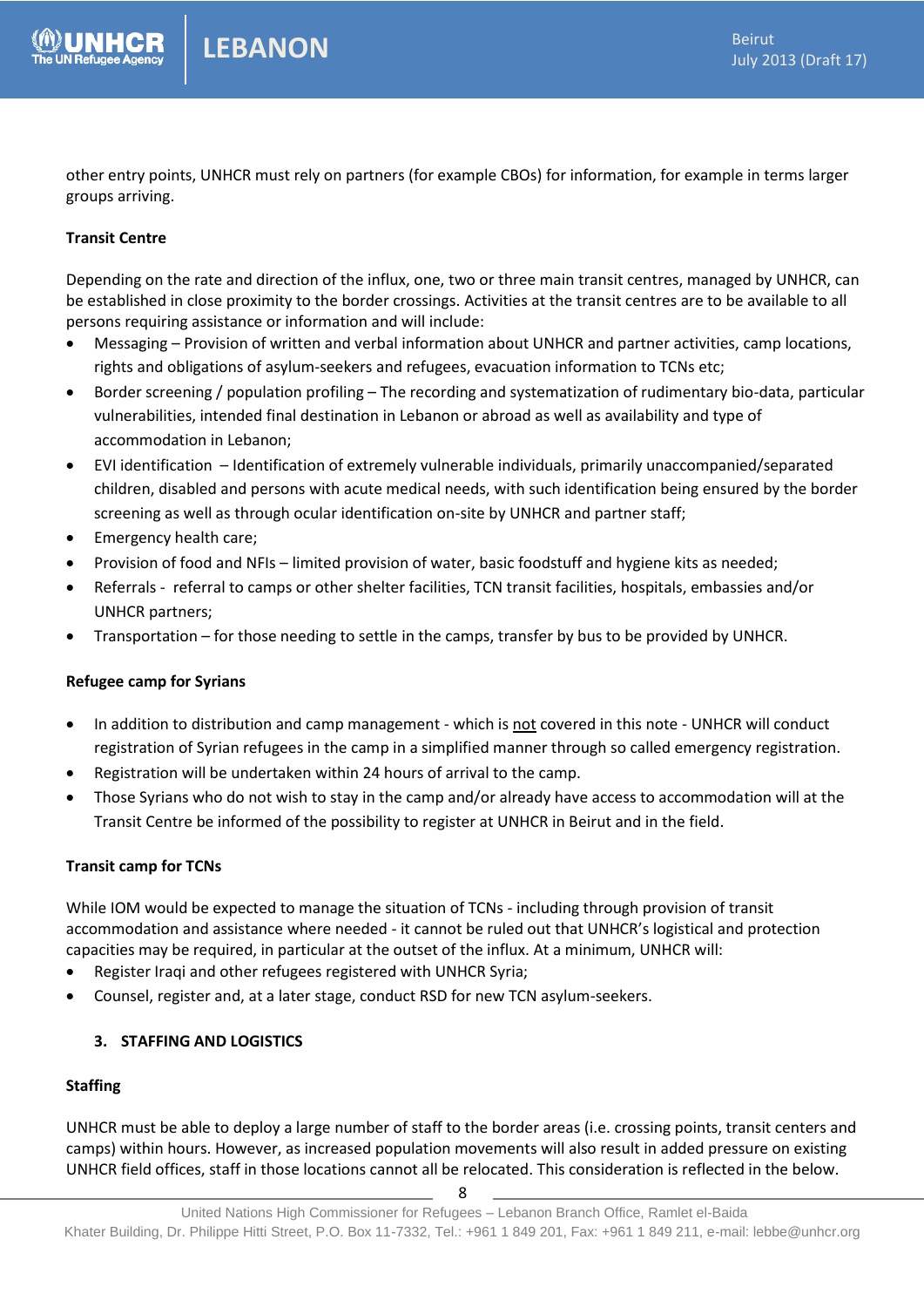other entry points, UNHCR must rely on partners (for example CBOs) for information, for example in terms larger groups arriving.

**Transit Centre**

Depending on the rate and direction of the influx, one, two or three main transit centres, managed by UNHCR, can be established in close proximity to the border crossings. Activities at the transit centres are to be available to all persons requiring assistance or information and will include:

- Messaging – Provision of written and verbal information about UNHCR and partner activities, camp locations, rights and obligations of asylum-seekers and refugees, evacuation information to TCNs etc;
- Border screening / population profiling – The recording and systematization of rudimentary bio-data, particular vulnerabilities, intended final destination in Lebanon or abroad as well as availability and type of accommodation in Lebanon;
- EVI identification – Identification of extremely vulnerable individuals, primarily unaccompanied/separated children, disabled and persons with acute medical needs, with such identification being ensured by the border screening as well as through ocular identification on-site by UNHCR and partner staff;
- Emergency health care;
- Provision of food and NFIs – limited provision of water, basic foodstuff and hygiene kits as needed;
- Referrals - referral to camps or other shelter facilities, TCN transit facilities, hospitals, embassies and/or UNHCR partners;
- Transportation – for those needing to settle in the camps, transfer by bus to be provided by UNHCR.

**Refugee camp for Syrians**

- In addition to distribution and camp management - which is not covered in this note - UNHCR will conduct registration of Syrian refugees in the camp in a simplified manner through so called emergency registration.
- Registration will be undertaken within 24 hours of arrival to the camp.
- Those Syrians who do not wish to stay in the camp and/or already have access to accommodation will at the Transit Centre be informed of the possibility to register at UNHCR in Beirut and in the field.

**Transit camp for TCNs**

While IOM would be expected to manage the situation of TCNs - including through provision of transit accommodation and assistance where needed - it cannot be ruled out that UNHCR's logistical and protection capacities may be required, in particular at the outset of the influx. At a minimum, UNHCR will:

- Register Iraqi and other refugees registered with UNHCR Syria;
- Counsel, register and, at a later stage, conduct RSD for new TCN asylum-seekers.

## 3. STAFFING AND LOGISTICS

**Staffing**

UNHCR must be able to deploy a large number of staff to the border areas (i.e. crossing points, transit centers and camps) within hours. However, as increased population movements will also result in added pressure on existing UNHCR field offices, staff in those locations cannot all be relocated. This consideration is reflected in the below.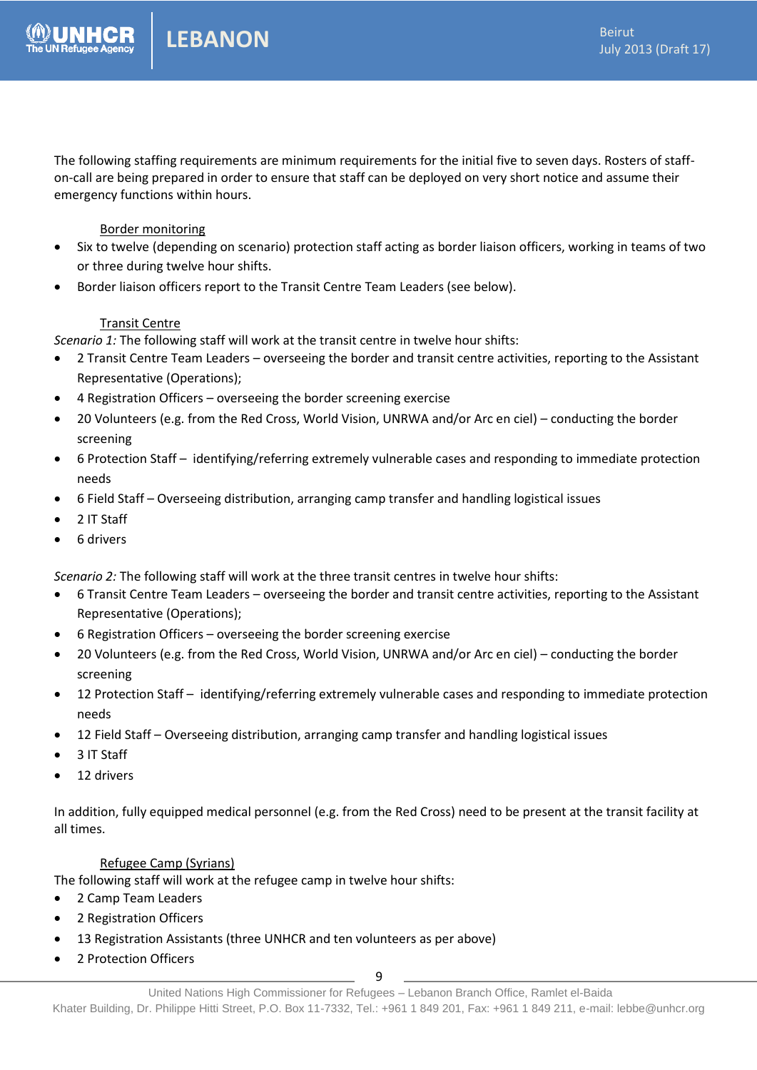The following staffing requirements are minimum requirements for the initial five to seven days. Rosters of staff-on-call are being prepared in order to ensure that staff can be deployed on very short notice and assume their emergency functions within hours.

Border monitoring

- Six to twelve (depending on scenario) protection staff acting as border liaison officers, working in teams of two or three during twelve hour shifts.
- Border liaison officers report to the Transit Centre Team Leaders (see below).

Transit Centre

*Scenario 1:* The following staff will work at the transit centre in twelve hour shifts:

- 2 Transit Centre Team Leaders – overseeing the border and transit centre activities, reporting to the Assistant Representative (Operations);
- 4 Registration Officers – overseeing the border screening exercise
- 20 Volunteers (e.g. from the Red Cross, World Vision, UNRWA and/or Arc en ciel) – conducting the border screening
- 6 Protection Staff – identifying/referring extremely vulnerable cases and responding to immediate protection needs
- 6 Field Staff – Overseeing distribution, arranging camp transfer and handling logistical issues
- 2 IT Staff
- 6 drivers

*Scenario 2:* The following staff will work at the three transit centres in twelve hour shifts:

- 6 Transit Centre Team Leaders – overseeing the border and transit centre activities, reporting to the Assistant Representative (Operations);
- 6 Registration Officers – overseeing the border screening exercise
- 20 Volunteers (e.g. from the Red Cross, World Vision, UNRWA and/or Arc en ciel) – conducting the border screening
- 12 Protection Staff – identifying/referring extremely vulnerable cases and responding to immediate protection needs
- 12 Field Staff – Overseeing distribution, arranging camp transfer and handling logistical issues
- 3 IT Staff
- 12 drivers

In addition, fully equipped medical personnel (e.g. from the Red Cross) need to be present at the transit facility at all times.

Refugee Camp (Syrians)

The following staff will work at the refugee camp in twelve hour shifts:

- 2 Camp Team Leaders
- 2 Registration Officers
- 13 Registration Assistants (three UNHCR and ten volunteers as per above)
- 2 Protection Officers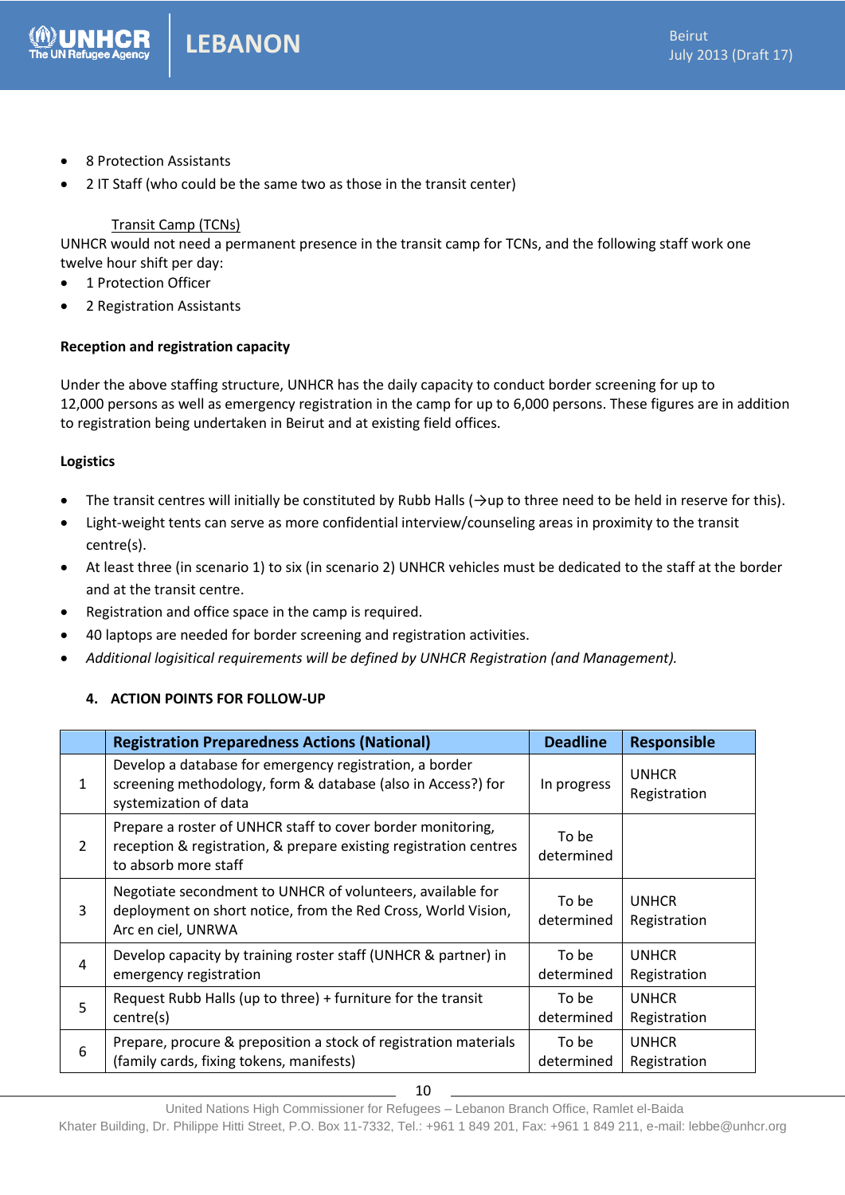- 8 Protection Assistants
- 2 IT Staff (who could be the same two as those in the transit center)

Transit Camp (TCNs)

UNHCR would not need a permanent presence in the transit camp for TCNs, and the following staff work one twelve hour shift per day:

- 1 Protection Officer
- 2 Registration Assistants

**Reception and registration capacity**

Under the above staffing structure, UNHCR has the daily capacity to conduct border screening for up to 12,000 persons as well as emergency registration in the camp for up to 6,000 persons. These figures are in addition to registration being undertaken in Beirut and at existing field offices.

**Logistics**

- The transit centres will initially be constituted by Rubb Halls (→up to three need to be held in reserve for this).
- Light-weight tents can serve as more confidential interview/counseling areas in proximity to the transit centre(s).
- At least three (in scenario 1) to six (in scenario 2) UNHCR vehicles must be dedicated to the staff at the border and at the transit centre.
- Registration and office space in the camp is required.
- 40 laptops are needed for border screening and registration activities.
- *Additional logisitical requirements will be defined by UNHCR Registration (and Management).*

## 4. ACTION POINTS FOR FOLLOW-UP

| | Registration Preparedness Actions (National) | Deadline | Responsible |
|---|---|---|---|
| 1 | Develop a database for emergency registration, a border screening methodology, form & database (also in Access?) for systemization of data | In progress | UNHCR Registration |
| 2 | Prepare a roster of UNHCR staff to cover border monitoring, reception & registration, & prepare existing registration centres to absorb more staff | To be determined | |
| 3 | Negotiate secondment to UNHCR of volunteers, available for deployment on short notice, from the Red Cross, World Vision, Arc en ciel, UNRWA | To be determined | UNHCR Registration |
| 4 | Develop capacity by training roster staff (UNHCR & partner) in emergency registration | To be determined | UNHCR Registration |
| 5 | Request Rubb Halls (up to three) + furniture for the transit centre(s) | To be determined | UNHCR Registration |
| 6 | Prepare, procure & preposition a stock of registration materials (family cards, fixing tokens, manifests) | To be determined | UNHCR Registration |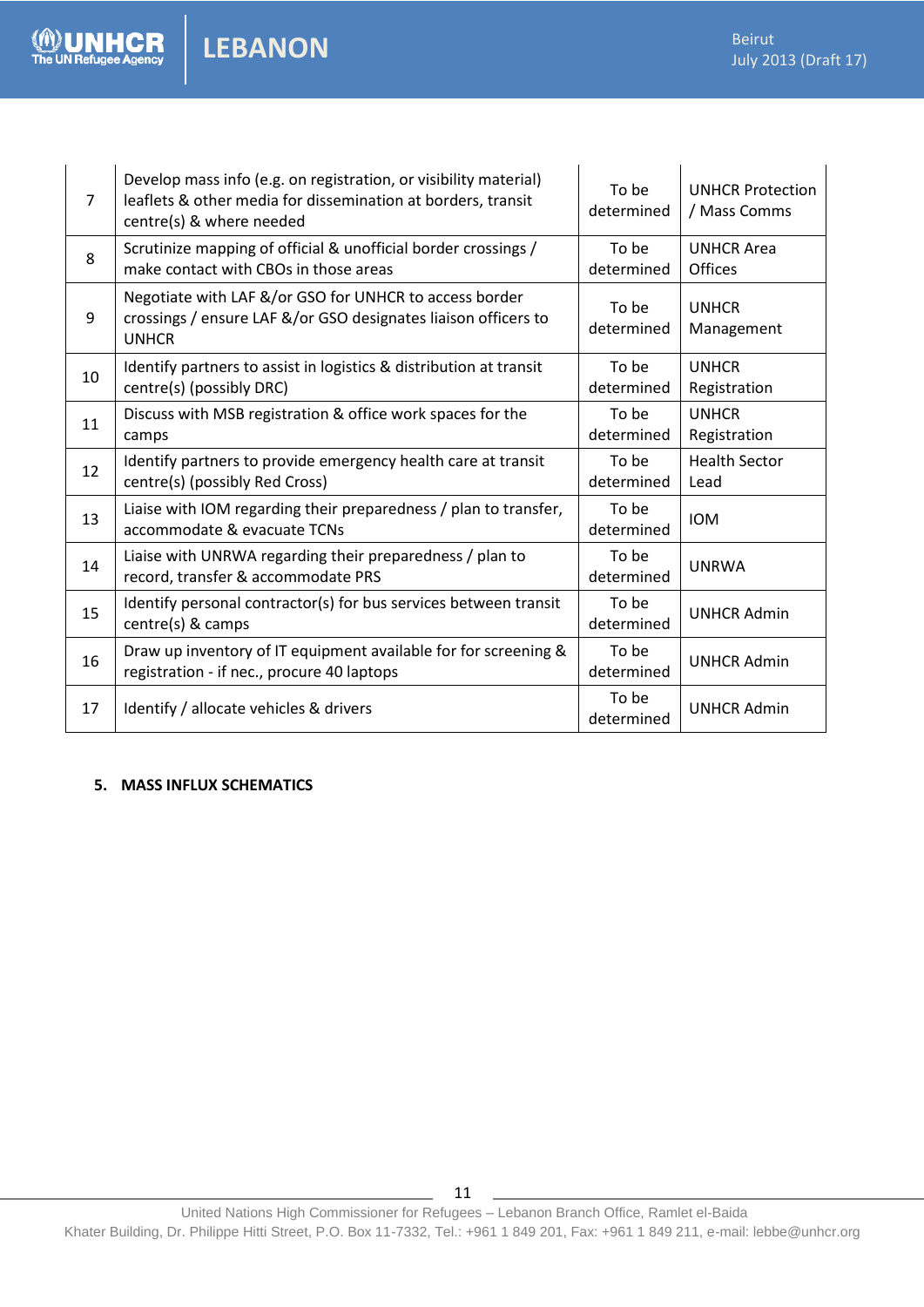| | | | |
|---|---|---|---|
| 7 | Develop mass info (e.g. on registration, or visibility material) leaflets & other media for dissemination at borders, transit centre(s) & where needed | To be determined | UNHCR Protection / Mass Comms |
| 8 | Scrutinize mapping of official & unofficial border crossings / make contact with CBOs in those areas | To be determined | UNHCR Area Offices |
| 9 | Negotiate with LAF &/or GSO for UNHCR to access border crossings / ensure LAF &/or GSO designates liaison officers to UNHCR | To be determined | UNHCR Management |
| 10 | Identify partners to assist in logistics & distribution at transit centre(s) (possibly DRC) | To be determined | UNHCR Registration |
| 11 | Discuss with MSB registration & office work spaces for the camps | To be determined | UNHCR Registration |
| 12 | Identify partners to provide emergency health care at transit centre(s) (possibly Red Cross) | To be determined | Health Sector Lead |
| 13 | Liaise with IOM regarding their preparedness / plan to transfer, accommodate & evacuate TCNs | To be determined | IOM |
| 14 | Liaise with UNRWA regarding their preparedness / plan to record, transfer & accommodate PRS | To be determined | UNRWA |
| 15 | Identify personal contractor(s) for bus services between transit centre(s) & camps | To be determined | UNHCR Admin |
| 16 | Draw up inventory of IT equipment available for for screening & registration - if nec., procure 40 laptops | To be determined | UNHCR Admin |
| 17 | Identify / allocate vehicles & drivers | To be determined | UNHCR Admin |

## 5. MASS INFLUX SCHEMATICS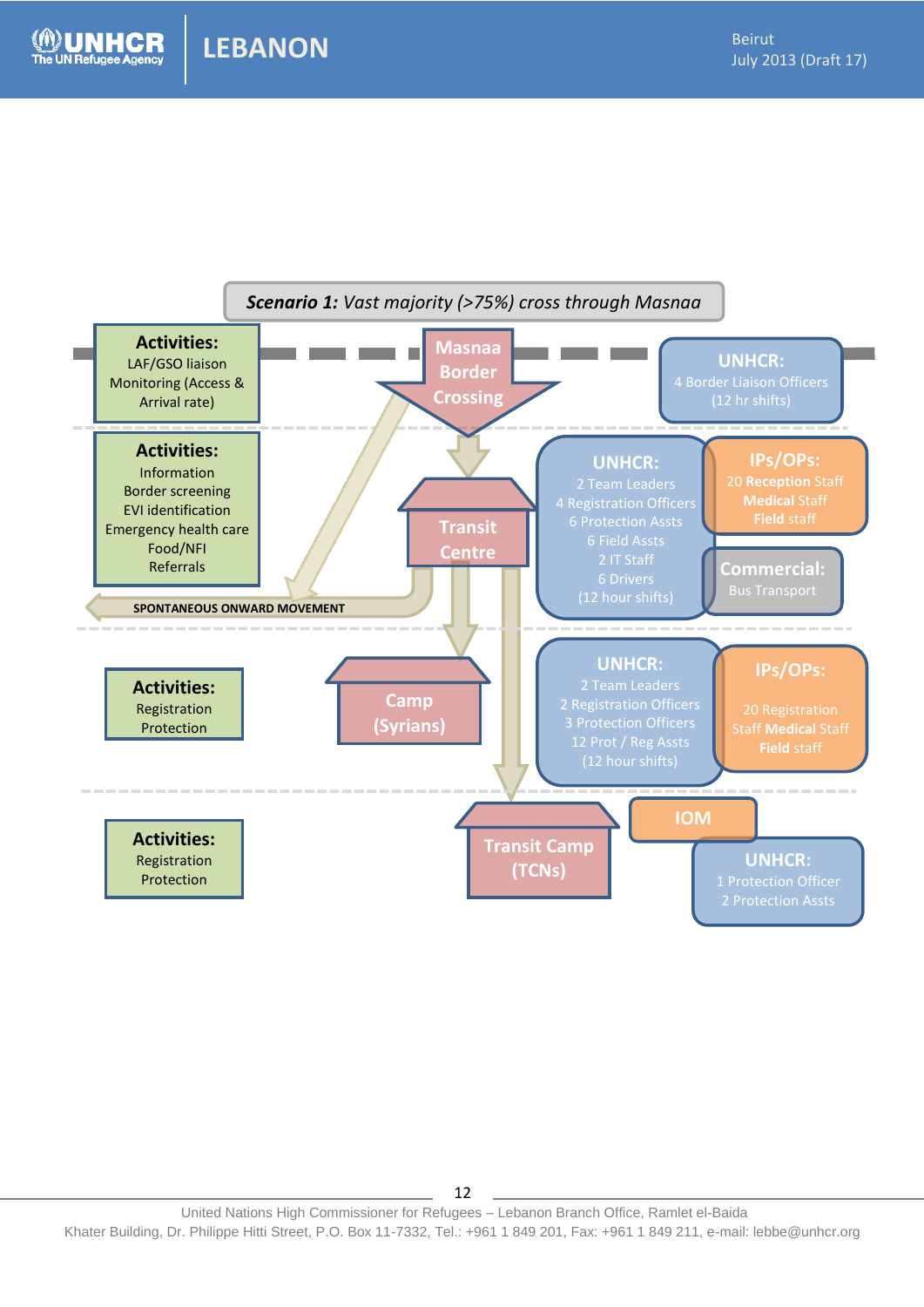***Scenario 1:*** *Vast majority (>75%) cross through Masnaa*

**Activities:**
LAF/GSO liaison
Monitoring (Access & Arrival rate)

Masnaa Border Crossing

**UNHCR:**
4 Border Liaison Officers
(12 hr shifts)

**Activities:**
Information
Border screening
EVI identification
Emergency health care
Food/NFI
Referrals

Transit Centre

**UNHCR:**
2 Team Leaders
4 Registration Officers
6 Protection Assts
6 Field Assts
2 IT Staff
6 Drivers
(12 hour shifts)

**IPs/OPs:**
20 **Reception** Staff
**Medical** Staff
**Field** staff

**Commercial:**
Bus Transport

SPONTANEOUS ONWARD MOVEMENT

**Activities:**
Registration
Protection

Camp (Syrians)

**UNHCR:**
2 Team Leaders
2 Registration Officers
3 Protection Officers
12 Prot / Reg Assts
(12 hour shifts)

**IPs/OPs:**
20 Registration Staff **Medical** Staff
**Field** staff

**Activities:**
Registration
Protection

Transit Camp (TCNs)

IOM

**UNHCR:**
1 Protection Officer
2 Protection Assts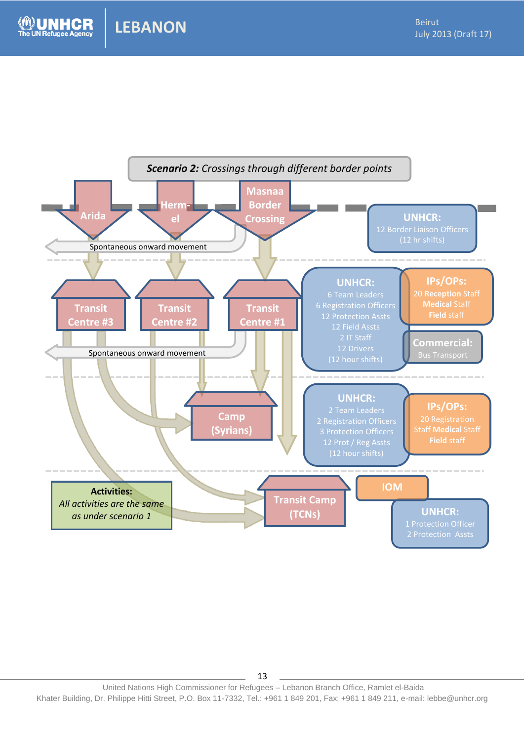**Scenario 2:** *Crossings through different border points*

Arida

Herm-el

Masnaa Border Crossing

**UNHCR:**
12 Border Liaison Officers
(12 hr shifts)

Spontaneous onward movement

Transit Centre #3

Transit Centre #2

Transit Centre #1

**UNHCR:**
6 Team Leaders
6 Registration Officers
12 Protection Assts
12 Field Assts
2 IT Staff
12 Drivers
(12 hour shifts)

**IPs/OPs:**
20 **Reception** Staff
**Medical** Staff
**Field** staff

**Commercial:**
Bus Transport

Spontaneous onward movement

Camp (Syrians)

**UNHCR:**
2 Team Leaders
2 Registration Officers
3 Protection Officers
12 Prot / Reg Assts
(12 hour shifts)

**IPs/OPs:**
20 Registration Staff **Medical** Staff
**Field** staff

**Activities:**
*All activities are the same as under scenario 1*

Transit Camp (TCNs)

IOM

**UNHCR:**
1 Protection Officer
2 Protection Assts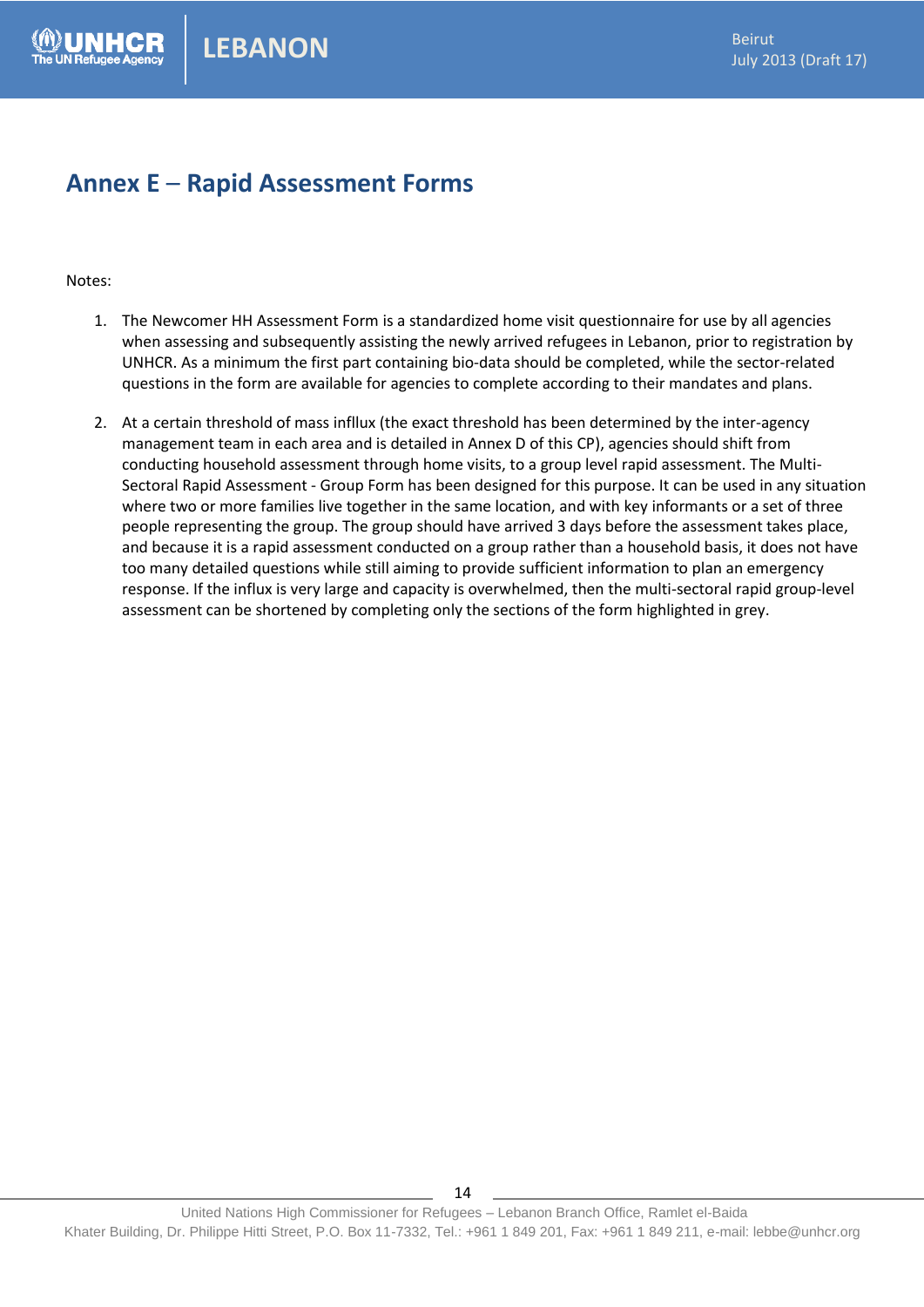# Annex E – Rapid Assessment Forms

Notes:

1. The Newcomer HH Assessment Form is a standardized home visit questionnaire for use by all agencies when assessing and subsequently assisting the newly arrived refugees in Lebanon, prior to registration by UNHCR. As a minimum the first part containing bio-data should be completed, while the sector-related questions in the form are available for agencies to complete according to their mandates and plans.

2. At a certain threshold of mass influx (the exact threshold has been determined by the inter-agency management team in each area and is detailed in Annex D of this CP), agencies should shift from conducting household assessment through home visits, to a group level rapid assessment. The Multi-Sectoral Rapid Assessment - Group Form has been designed for this purpose. It can be used in any situation where two or more families live together in the same location, and with key informants or a set of three people representing the group. The group should have arrived 3 days before the assessment takes place, and because it is a rapid assessment conducted on a group rather than a household basis, it does not have too many detailed questions while still aiming to provide sufficient information to plan an emergency response. If the influx is very large and capacity is overwhelmed, then the multi-sectoral rapid group-level assessment can be shortened by completing only the sections of the form highlighted in grey.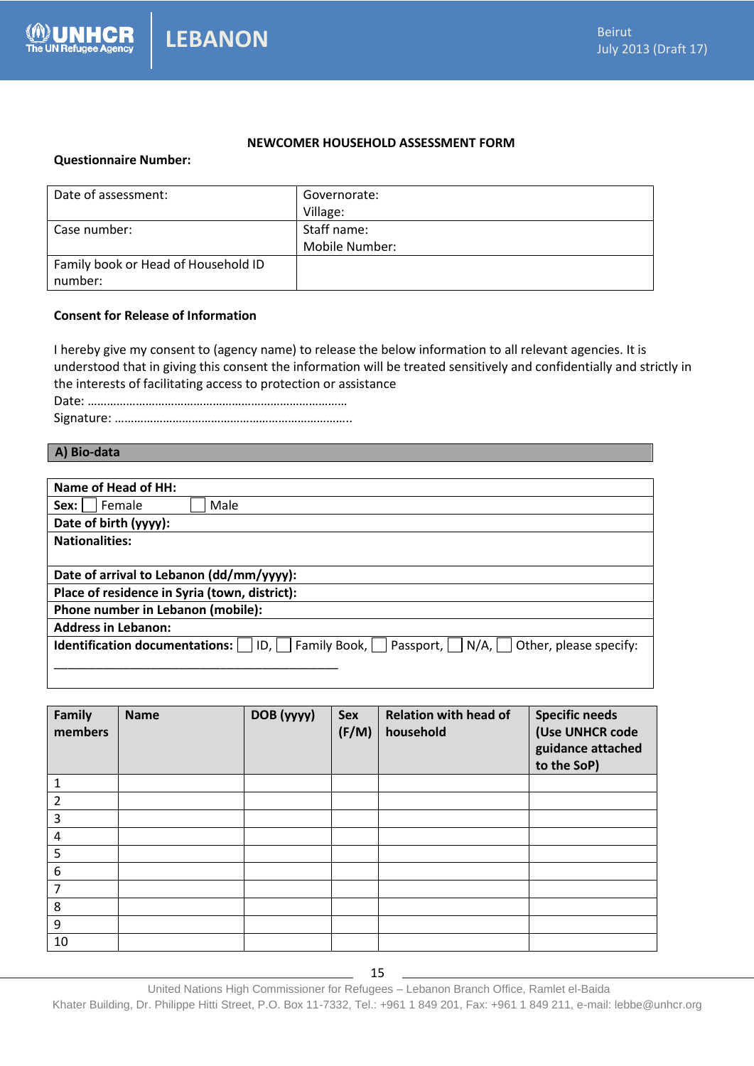**NEWCOMER HOUSEHOLD ASSESSMENT FORM**

**Questionnaire Number:**

| Date of assessment: | Governorate:<br>Village: |
|---|---|
| Case number: | Staff name:<br>Mobile Number: |
| Family book or Head of Household ID number: | |

**Consent for Release of Information**

I hereby give my consent to (agency name) to release the below information to all relevant agencies. It is understood that in giving this consent the information will be treated sensitively and confidentially and strictly in the interests of facilitating access to protection or assistance

Date: ………………………………………………………………………

Signature: ………………………………………………………………..

## A) Bio-data

| **Name of Head of HH:** |
|---|
| **Sex:** ☐ Female ☐ Male |
| **Date of birth (yyyy):** |
| **Nationalities:** |
| **Date of arrival to Lebanon (dd/mm/yyyy):** |
| **Place of residence in Syria (town, district):** |
| **Phone number in Lebanon (mobile):** |
| **Address in Lebanon:** |
| **Identification documentations:** ☐ ID, ☐ Family Book, ☐ Passport, ☐ N/A, ☐ Other, please specify: ___________________________________________ |

| Family members | Name | DOB (yyyy) | Sex (F/M) | Relation with head of household | Specific needs (Use UNHCR code guidance attached to the SoP) |
|---|---|---|---|---|---|
| 1 | | | | | |
| 2 | | | | | |
| 3 | | | | | |
| 4 | | | | | |
| 5 | | | | | |
| 6 | | | | | |
| 7 | | | | | |
| 8 | | | | | |
| 9 | | | | | |
| 10 | | | | | |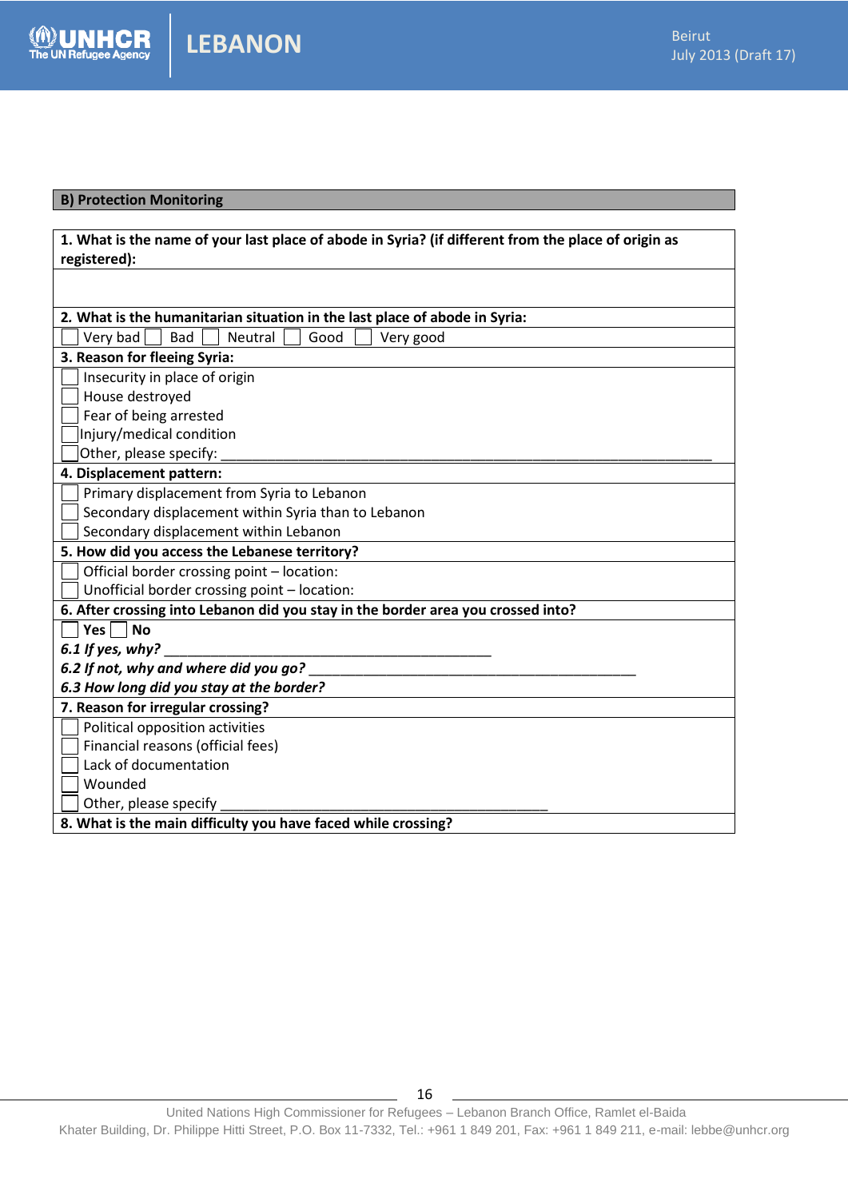## B) Protection Monitoring

**1. What is the name of your last place of abode in Syria? (if different from the place of origin as registered):**

**2. What is the humanitarian situation in the last place of abode in Syria:**

☐ Very bad ☐ Bad ☐ Neutral ☐ Good ☐ Very good

**3. Reason for fleeing Syria:**

☐ Insecurity in place of origin
☐ House destroyed
☐ Fear of being arrested
☐ Injury/medical condition
☐ Other, please specify: ________________________________________________________________

**4. Displacement pattern:**

☐ Primary displacement from Syria to Lebanon
☐ Secondary displacement within Syria than to Lebanon
☐ Secondary displacement within Lebanon

**5. How did you access the Lebanese territory?**

☐ Official border crossing point – location:
☐ Unofficial border crossing point – location:

**6. After crossing into Lebanon did you stay in the border area you crossed into?**

☐ **Yes** ☐ **No**

***6.1 If yes, why?*** _________________________________________

***6.2 If not, why and where did you go?*** _________________________________________

***6.3 How long did you stay at the border?***

**7. Reason for irregular crossing?**

☐ Political opposition activities
☐ Financial reasons (official fees)
☐ Lack of documentation
☐ Wounded
☐ Other, please specify _____________________________________________

**8. What is the main difficulty you have faced while crossing?**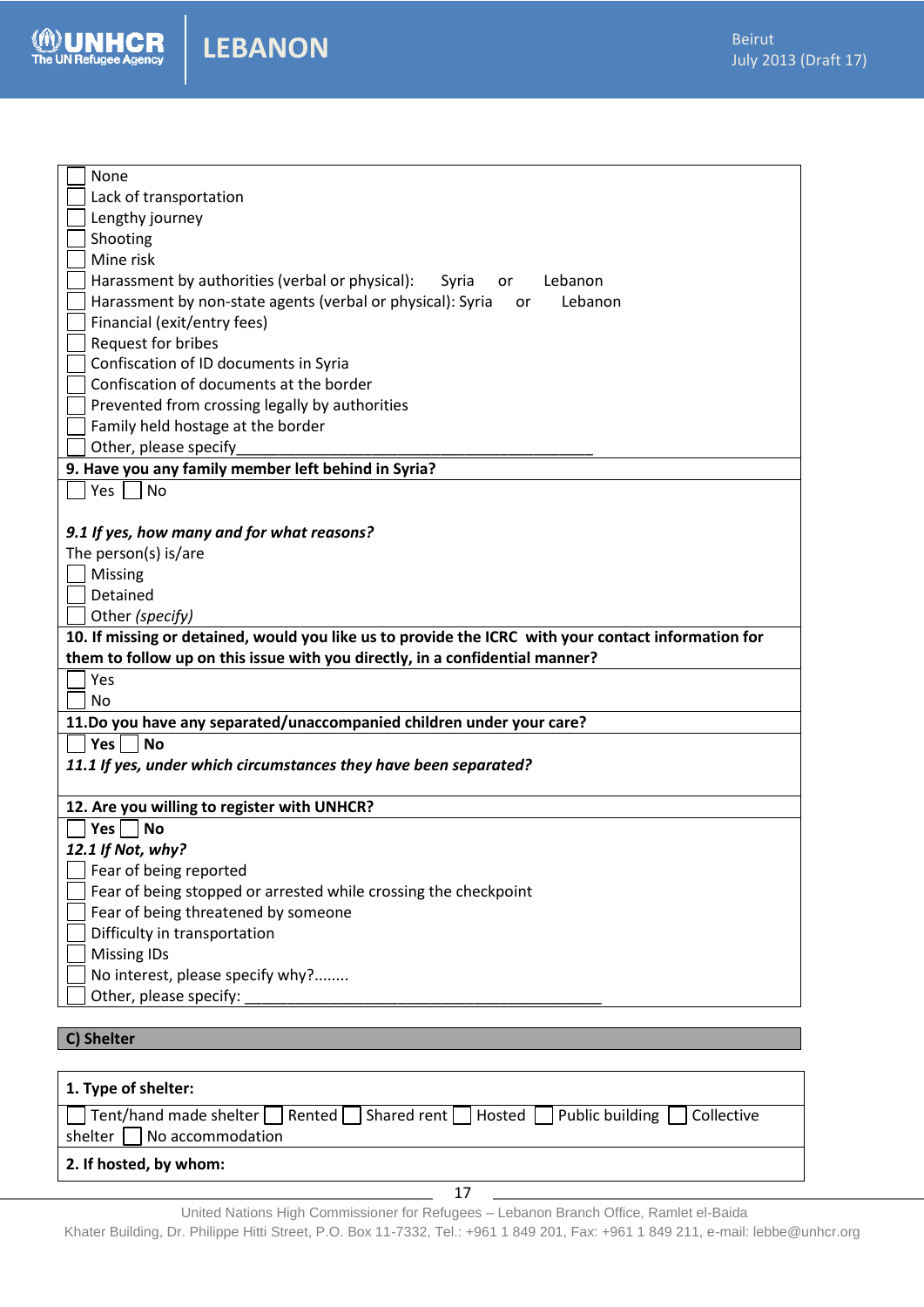- [ ] None
- [ ] Lack of transportation
- [ ] Lengthy journey
- [ ] Shooting
- [ ] Mine risk
- [ ] Harassment by authorities (verbal or physical): Syria or Lebanon
- [ ] Harassment by non-state agents (verbal or physical): Syria or Lebanon
- [ ] Financial (exit/entry fees)
- [ ] Request for bribes
- [ ] Confiscation of ID documents in Syria
- [ ] Confiscation of documents at the border
- [ ] Prevented from crossing legally by authorities
- [ ] Family held hostage at the border
- [ ] Other, please specify___________________________________________

**9. Have you any family member left behind in Syria?**

- [ ] Yes
- [ ] No

***9.1 If yes, how many and for what reasons?***

The person(s) is/are

- [ ] Missing
- [ ] Detained
- [ ] Other *(specify)*

**10. If missing or detained, would you like us to provide the ICRC with your contact information for them to follow up on this issue with you directly, in a confidential manner?**

- [ ] Yes
- [ ] No

**11.Do you have any separated/unaccompanied children under your care?**

- [ ] **Yes**
- [ ] **No**

***11.1 If yes, under which circumstances they have been separated?***

**12. Are you willing to register with UNHCR?**

- [ ] **Yes**
- [ ] **No**

***12.1 If Not, why?***

- [ ] Fear of being reported
- [ ] Fear of being stopped or arrested while crossing the checkpoint
- [ ] Fear of being threatened by someone
- [ ] Difficulty in transportation
- [ ] Missing IDs
- [ ] No interest, please specify why?........
- [ ] Other, please specify: ___________________________________________

## C) Shelter

**1. Type of shelter:**

- [ ] Tent/hand made shelter
- [ ] Rented
- [ ] Shared rent
- [ ] Hosted
- [ ] Public building
- [ ] Collective shelter
- [ ] No accommodation

**2. If hosted, by whom:**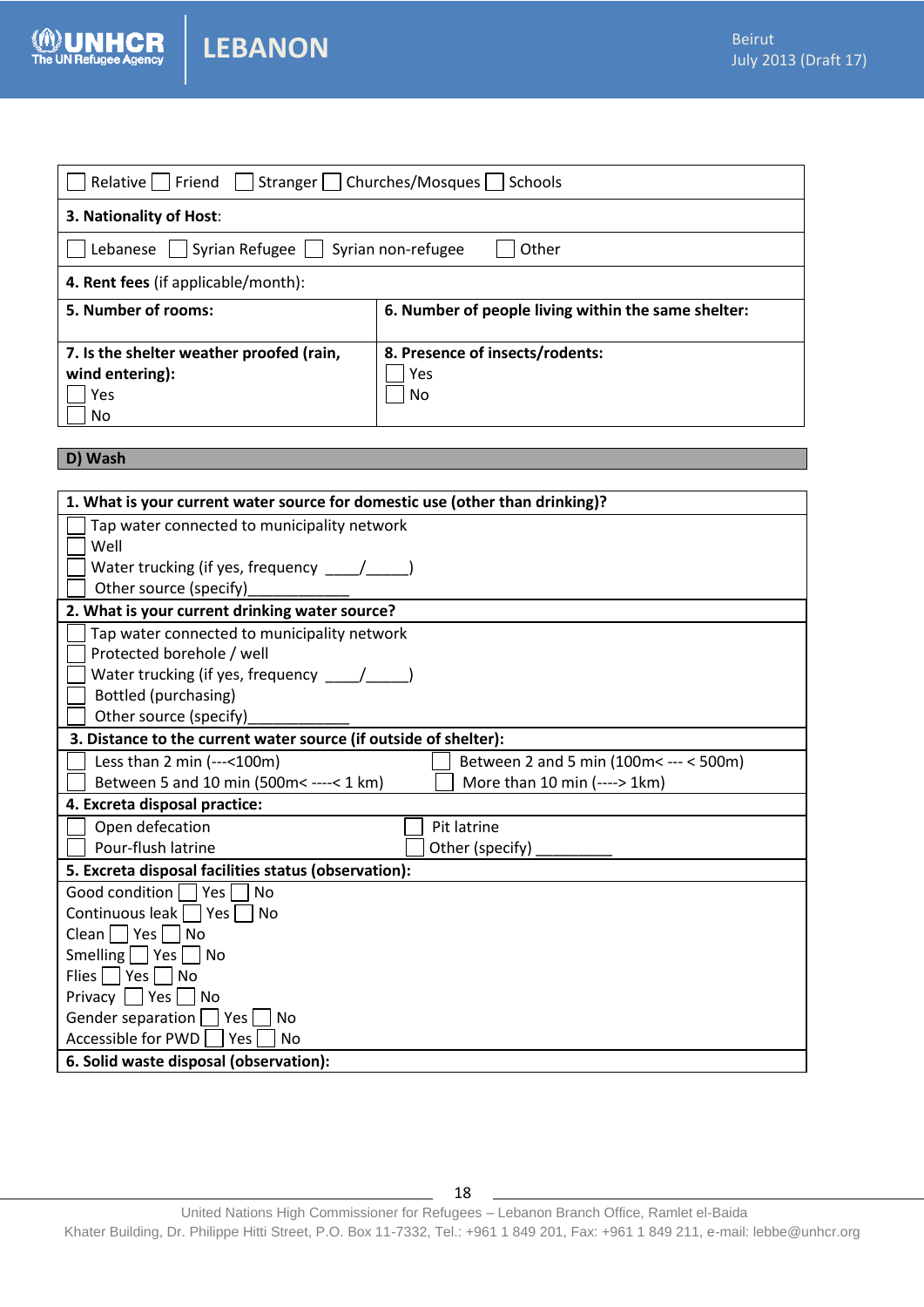| ☐ Relative ☐ Friend ☐ Stranger ☐ Churches/Mosques ☐ Schools | |
|---|---|
| **3. Nationality of Host**: | |
| ☐ Lebanese ☐ Syrian Refugee ☐ Syrian non-refugee ☐ Other | |
| **4. Rent fees** (if applicable/month): | |
| **5. Number of rooms:** | **6. Number of people living within the same shelter:** |
| **7. Is the shelter weather proofed (rain, wind entering):** ☐ Yes ☐ No | **8. Presence of insects/rodents:** ☐ Yes ☐ No |

## D) Wash

| | |
|---|---|
| **1. What is your current water source for domestic use (other than drinking)?** | |
| ☐ Tap water connected to municipality network<br>☐ Well<br>☐ Water trucking (if yes, frequency ____/_____)<br>☐ Other source (specify)____________ | |
| **2. What is your current drinking water source?** | |
| ☐ Tap water connected to municipality network<br>☐ Protected borehole / well<br>☐ Water trucking (if yes, frequency ____/_____)<br>☐ Bottled (purchasing)<br>☐ Other source (specify)____________ | |
| **3. Distance to the current water source (if outside of shelter):** | |
| ☐ Less than 2 min (---<100m) | ☐ Between 2 and 5 min (100m< --- < 500m) |
| ☐ Between 5 and 10 min (500m< ----< 1 km) | ☐ More than 10 min (----> 1km) |
| **4. Excreta disposal practice:** | |
| ☐ Open defecation | ☐ Pit latrine |
| ☐ Pour-flush latrine | ☐ Other (specify) _________ |
| **5. Excreta disposal facilities status (observation):** | |
| Good condition ☐ Yes ☐ No<br>Continuous leak ☐ Yes ☐ No<br>Clean ☐ Yes ☐ No<br>Smelling ☐ Yes ☐ No<br>Flies ☐ Yes ☐ No<br>Privacy ☐ Yes ☐ No<br>Gender separation ☐ Yes ☐ No<br>Accessible for PWD ☐ Yes ☐ No | |
| **6. Solid waste disposal (observation):** | |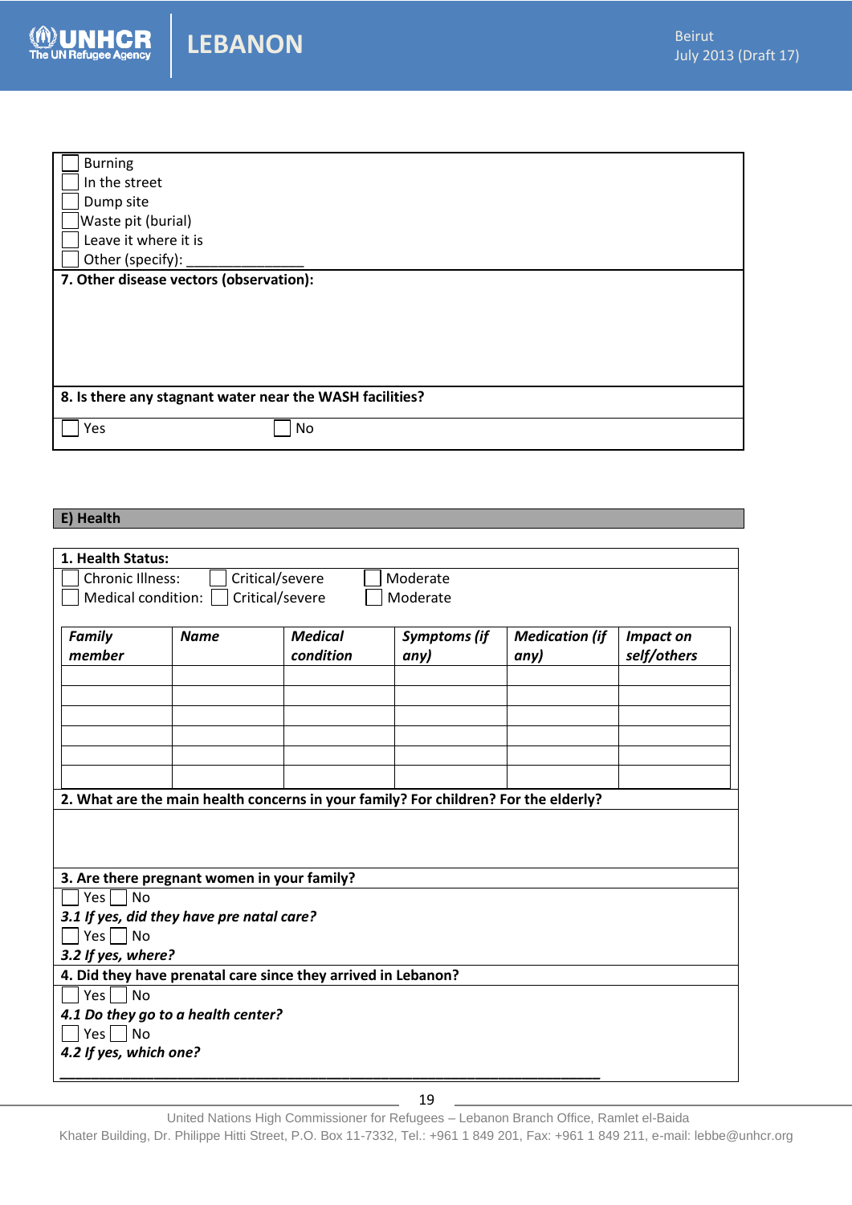- [ ] Burning
- [ ] In the street
- [ ] Dump site
- [ ] Waste pit (burial)
- [ ] Leave it where it is
- [ ] Other (specify): _______________

**7. Other disease vectors (observation):**

**8. Is there any stagnant water near the WASH facilities?**

- [ ] Yes
- [ ] No

## E) Health

**1. Health Status:**

- [ ] Chronic Illness: [ ] Critical/severe [ ] Moderate
- [ ] Medical condition: [ ] Critical/severe [ ] Moderate

| *Family member* | *Name* | *Medical condition* | *Symptoms (if any)* | *Medication (if any)* | *Impact on self/others* |
|---|---|---|---|---|---|
| | | | | | |
| | | | | | |
| | | | | | |
| | | | | | |
| | | | | | |
| | | | | | |

**2. What are the main health concerns in your family? For children? For the elderly?**

**3. Are there pregnant women in your family?**

- [ ] Yes [ ] No

***3.1 If yes, did they have pre natal care?***

- [ ] Yes [ ] No

***3.2 If yes, where?***

**4. Did they have prenatal care since they arrived in Lebanon?**

- [ ] Yes [ ] No

***4.1 Do they go to a health center?***

- [ ] Yes [ ] No

***4.2 If yes, which one?***

_______________________________________________________________________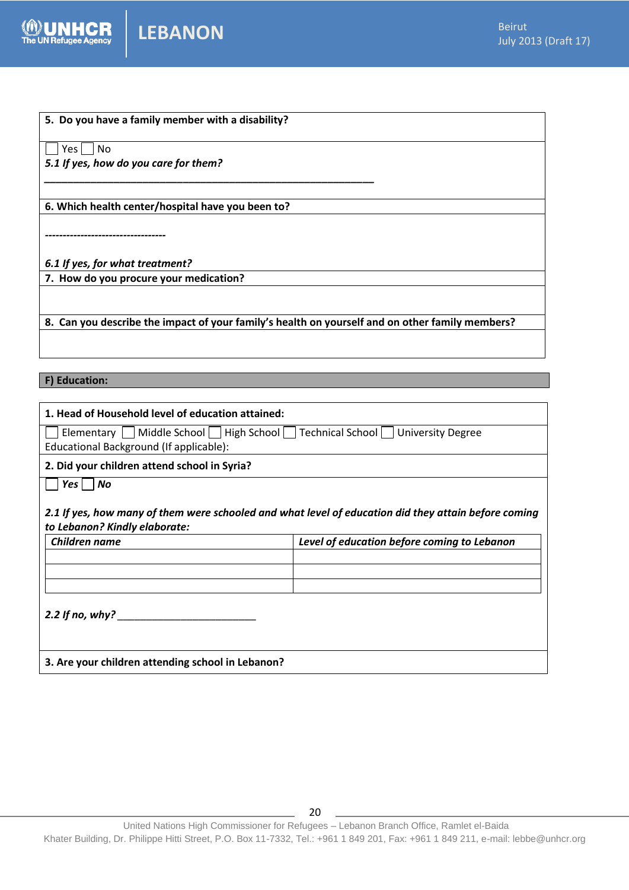**5. Do you have a family member with a disability?**

☐ Yes ☐ No

*5.1 If yes, how do you care for them?*

\_\_\_\_\_\_\_\_\_\_\_\_\_\_\_\_\_\_\_\_\_\_\_\_\_\_\_\_\_\_\_\_\_\_\_\_\_\_\_\_\_\_\_\_\_\_\_\_\_\_\_\_

**6. Which health center/hospital have you been to?**

----------------------------------

*6.1 If yes, for what treatment?*

**7. How do you procure your medication?**

**8. Can you describe the impact of your family's health on yourself and on other family members?**

**F) Education:**

**1. Head of Household level of education attained:**

☐ Elementary ☐ Middle School ☐ High School ☐ Technical School ☐ University Degree

Educational Background (If applicable):

**2. Did your children attend school in Syria?**

☐ ***Yes*** ☐ ***No***

***2.1 If yes, how many of them were schooled and what level of education did they attain before coming to Lebanon? Kindly elaborate:***

| *Children name* | *Level of education before coming to Lebanon* |
|---|---|
| | |
| | |
| | |

***2.2 If no, why?*** \_\_\_\_\_\_\_\_\_\_\_\_\_\_\_\_\_\_\_\_\_\_\_\_

**3. Are your children attending school in Lebanon?**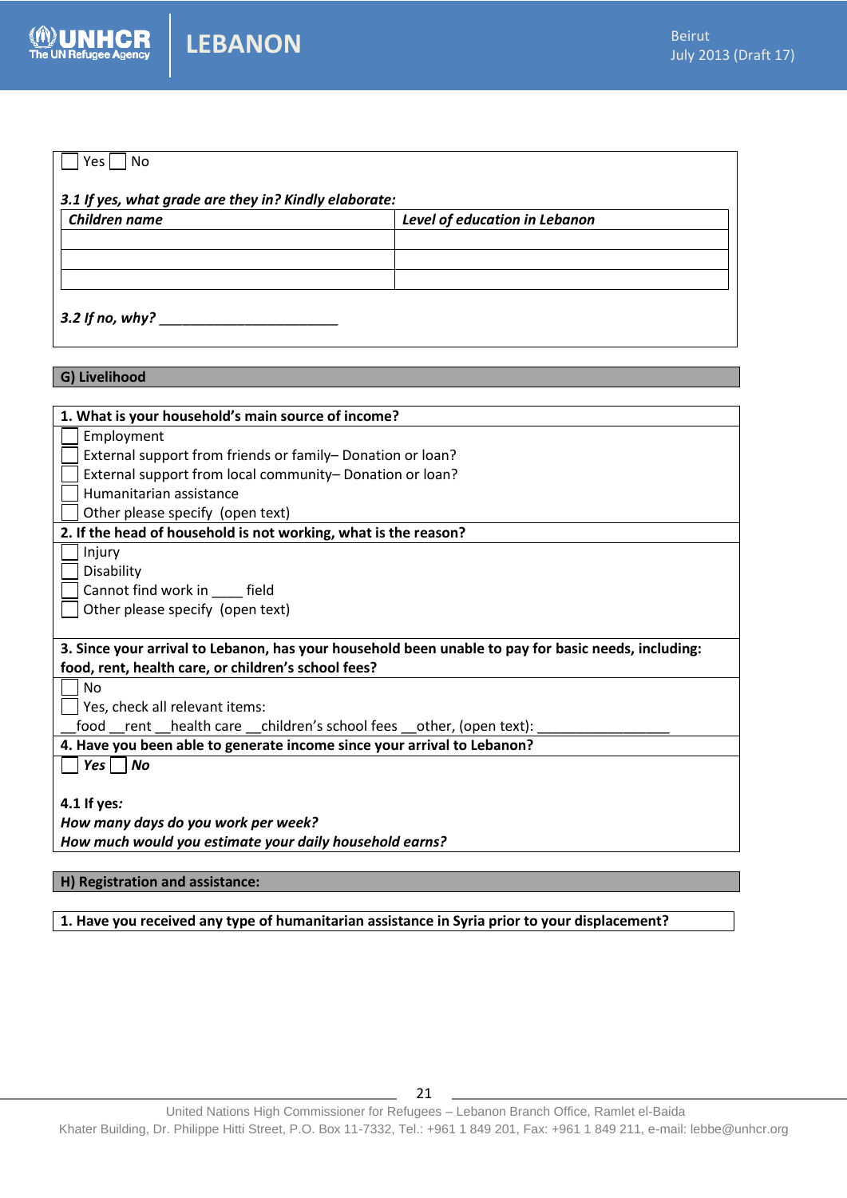☐ Yes ☐ No

***3.1 If yes, what grade are they in? Kindly elaborate:***

| ***Children name*** | ***Level of education in Lebanon*** |
|---|---|
| | |
| | |
| | |

***3.2 If no, why?*** ________________________

**G) Livelihood**

**1. What is your household's main source of income?**

☐ Employment
☐ External support from friends or family– Donation or loan?
☐ External support from local community– Donation or loan?
☐ Humanitarian assistance
☐ Other please specify (open text)

**2. If the head of household is not working, what is the reason?**

☐ Injury
☐ Disability
☐ Cannot find work in ____ field
☐ Other please specify (open text)

**3. Since your arrival to Lebanon, has your household been unable to pay for basic needs, including: food, rent, health care, or children's school fees?**

☐ No
☐ Yes, check all relevant items:
__food __rent __health care __children's school fees __other, (open text): _________________

**4. Have you been able to generate income since your arrival to Lebanon?**

☐ ***Yes*** ☐ ***No***

**4.1 If yes*:***
***How many days do you work per week?***
***How much would you estimate your daily household earns?***

**H) Registration and assistance:**

**1. Have you received any type of humanitarian assistance in Syria prior to your displacement?**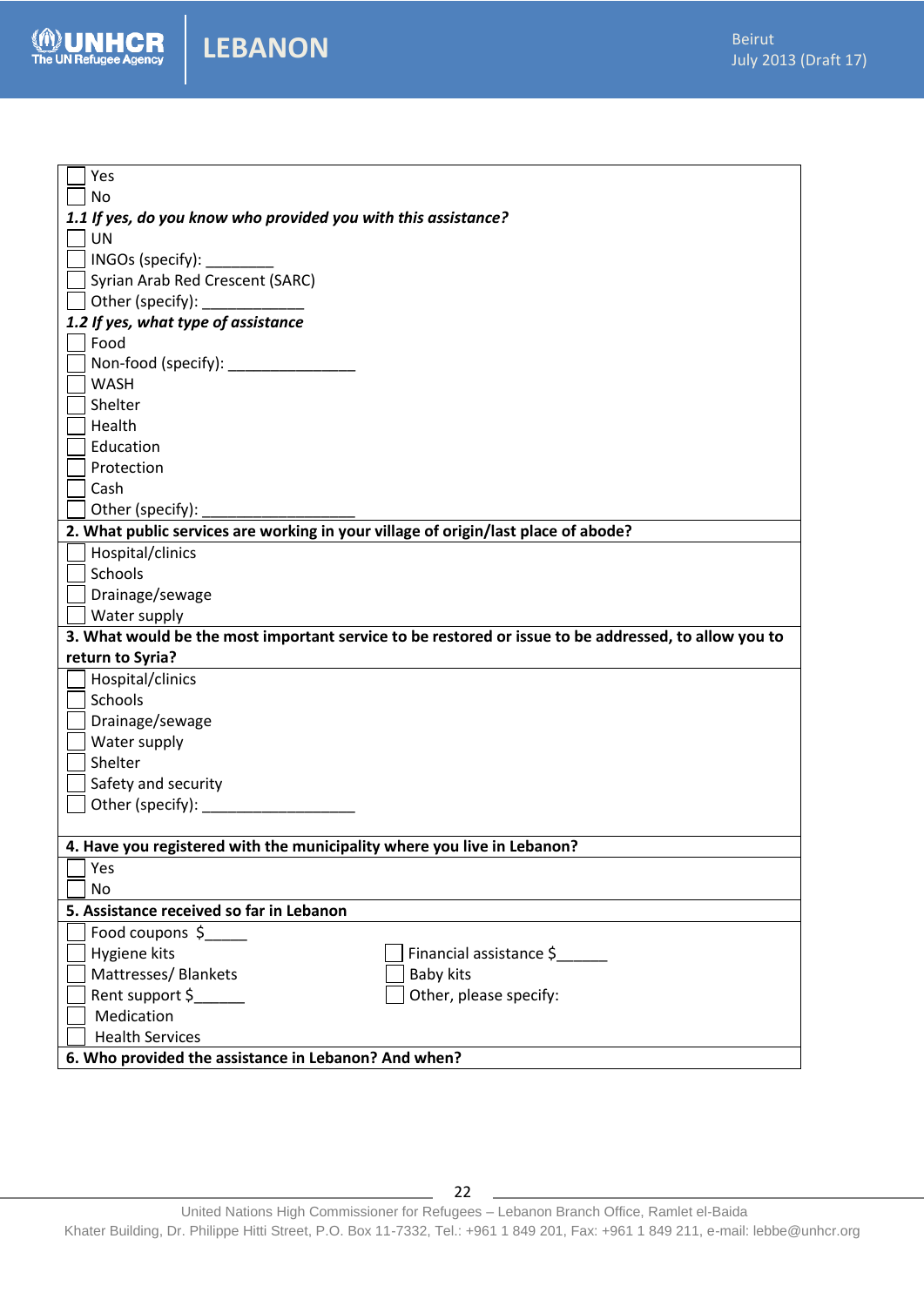☐ Yes
☐ No

***1.1 If yes, do you know who provided you with this assistance?***

☐ UN
☐ INGOs (specify): ________
☐ Syrian Arab Red Crescent (SARC)
☐ Other (specify): ____________

***1.2 If yes, what type of assistance***

☐ Food
☐ Non-food (specify): _______________
☐ WASH
☐ Shelter
☐ Health
☐ Education
☐ Protection
☐ Cash
☐ Other (specify): __________________

**2. What public services are working in your village of origin/last place of abode?**

☐ Hospital/clinics
☐ Schools
☐ Drainage/sewage
☐ Water supply

**3. What would be the most important service to be restored or issue to be addressed, to allow you to return to Syria?**

☐ Hospital/clinics
☐ Schools
☐ Drainage/sewage
☐ Water supply
☐ Shelter
☐ Safety and security
☐ Other (specify): __________________

**4. Have you registered with the municipality where you live in Lebanon?**

☐ Yes
☐ No

**5. Assistance received so far in Lebanon**

| | |
|---|---|
| ☐ Food coupons $_____ | |
| ☐ Hygiene kits | ☐ Financial assistance $______ |
| ☐ Mattresses/ Blankets | ☐ Baby kits |
| ☐ Rent support $______ | ☐ Other, please specify: |
| ☐ Medication | |
| ☐ Health Services | |

**6. Who provided the assistance in Lebanon? And when?**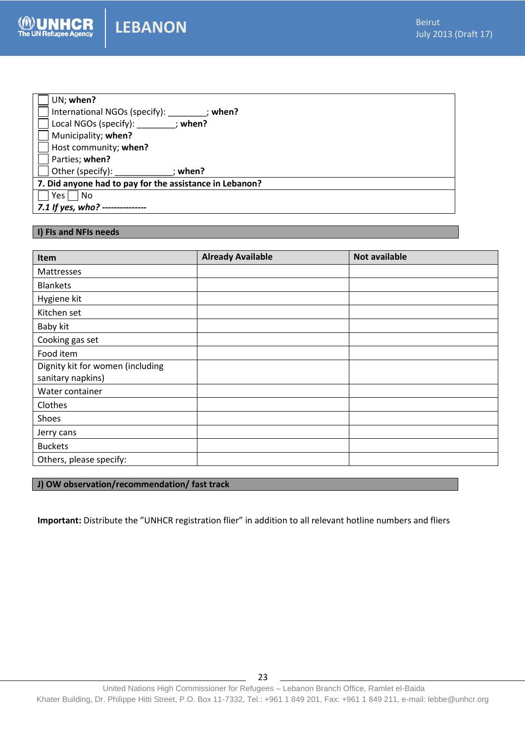| |
|---|
| ☐ UN; **when?**<br>☐ International NGOs (specify): ________; **when?**<br>☐ Local NGOs (specify): ________; **when?**<br>☐ Municipality; **when?**<br>☐ Host community; **when?**<br>☐ Parties; **when?**<br>☐ Other (specify): ____________; **when?** |
| **7. Did anyone had to pay for the assistance in Lebanon?** |
| ☐ Yes ☐ No<br>***7.1 If yes, who? ---------------*** |

## I) FIs and NFIs needs

| Item | Already Available | Not available |
|---|---|---|
| Mattresses | | |
| Blankets | | |
| Hygiene kit | | |
| Kitchen set | | |
| Baby kit | | |
| Cooking gas set | | |
| Food item | | |
| Dignity kit for women (including sanitary napkins) | | |
| Water container | | |
| Clothes | | |
| Shoes | | |
| Jerry cans | | |
| Buckets | | |
| Others, please specify: | | |

## J) OW observation/recommendation/ fast track

**Important:** Distribute the "UNHCR registration flier" in addition to all relevant hotline numbers and fliers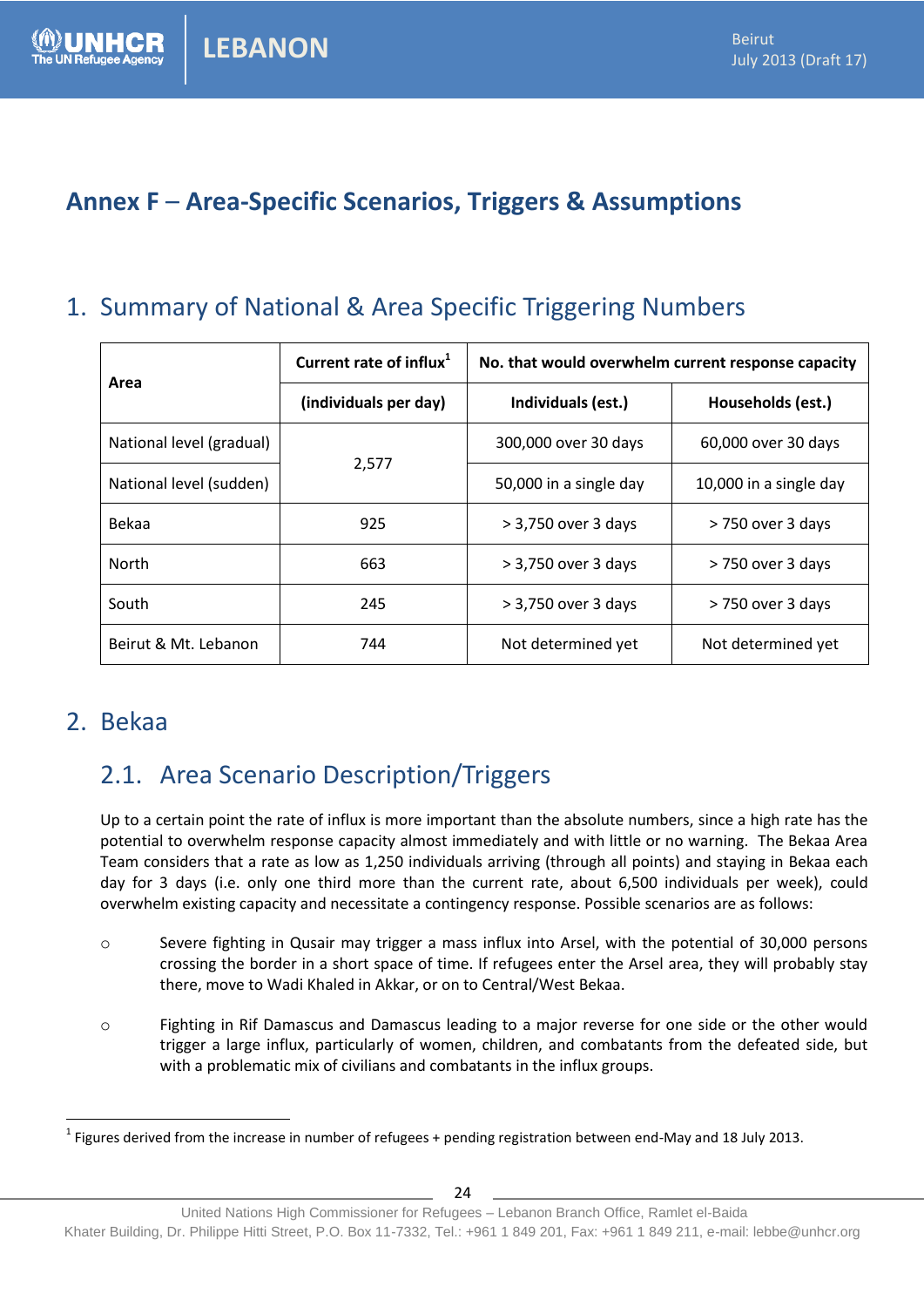# Annex F – Area-Specific Scenarios, Triggers & Assumptions

## 1. Summary of National & Area Specific Triggering Numbers

| Area | Current rate of influx[1] | No. that would overwhelm current response capacity | |
|---|---|---|---|
| | (individuals per day) | Individuals (est.) | Households (est.) |
| National level (gradual) | 2,577 | 300,000 over 30 days | 60,000 over 30 days |
| National level (sudden) | | 50,000 in a single day | 10,000 in a single day |
| Bekaa | 925 | > 3,750 over 3 days | > 750 over 3 days |
| North | 663 | > 3,750 over 3 days | > 750 over 3 days |
| South | 245 | > 3,750 over 3 days | > 750 over 3 days |
| Beirut & Mt. Lebanon | 744 | Not determined yet | Not determined yet |

## 2. Bekaa

### 2.1. Area Scenario Description/Triggers

Up to a certain point the rate of influx is more important than the absolute numbers, since a high rate has the potential to overwhelm response capacity almost immediately and with little or no warning. The Bekaa Area Team considers that a rate as low as 1,250 individuals arriving (through all points) and staying in Bekaa each day for 3 days (i.e. only one third more than the current rate, about 6,500 individuals per week), could overwhelm existing capacity and necessitate a contingency response. Possible scenarios are as follows:

- Severe fighting in Qusair may trigger a mass influx into Arsel, with the potential of 30,000 persons crossing the border in a short space of time. If refugees enter the Arsel area, they will probably stay there, move to Wadi Khaled in Akkar, or on to Central/West Bekaa.
- Fighting in Rif Damascus and Damascus leading to a major reverse for one side or the other would trigger a large influx, particularly of women, children, and combatants from the defeated side, but with a problematic mix of civilians and combatants in the influx groups.

[1] Figures derived from the increase in number of refugees + pending registration between end-May and 18 July 2013.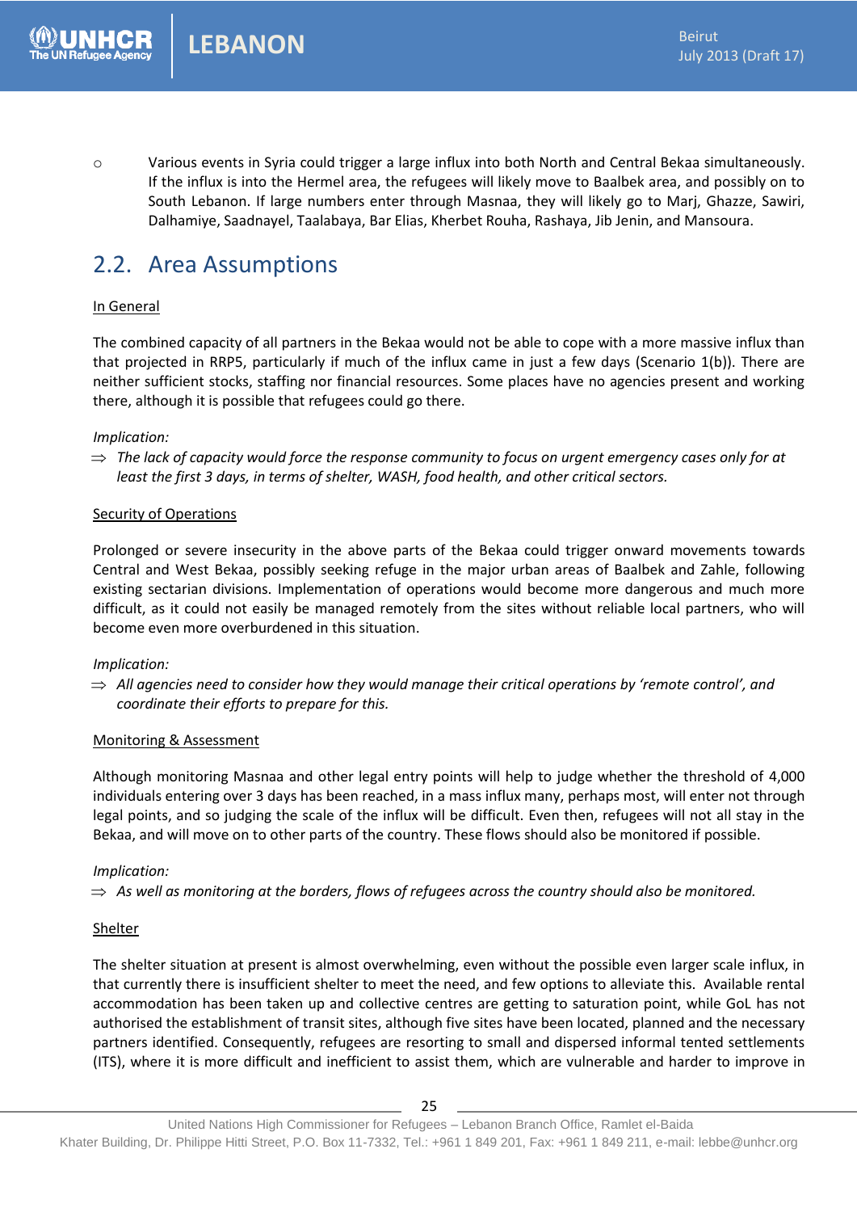- Various events in Syria could trigger a large influx into both North and Central Bekaa simultaneously. If the influx is into the Hermel area, the refugees will likely move to Baalbek area, and possibly on to South Lebanon. If large numbers enter through Masnaa, they will likely go to Marj, Ghazze, Sawiri, Dalhamiye, Saadnayel, Taalabaya, Bar Elias, Kherbet Rouha, Rashaya, Jib Jenin, and Mansoura.

## 2.2. Area Assumptions

<u>In General</u>

The combined capacity of all partners in the Bekaa would not be able to cope with a more massive influx than that projected in RRP5, particularly if much of the influx came in just a few days (Scenario 1(b)). There are neither sufficient stocks, staffing nor financial resources. Some places have no agencies present and working there, although it is possible that refugees could go there.

*Implication:*

⇒ *The lack of capacity would force the response community to focus on urgent emergency cases only for at least the first 3 days, in terms of shelter, WASH, food health, and other critical sectors.*

<u>Security of Operations</u>

Prolonged or severe insecurity in the above parts of the Bekaa could trigger onward movements towards Central and West Bekaa, possibly seeking refuge in the major urban areas of Baalbek and Zahle, following existing sectarian divisions. Implementation of operations would become more dangerous and much more difficult, as it could not easily be managed remotely from the sites without reliable local partners, who will become even more overburdened in this situation.

*Implication:*

⇒ *All agencies need to consider how they would manage their critical operations by 'remote control', and coordinate their efforts to prepare for this.*

<u>Monitoring & Assessment</u>

Although monitoring Masnaa and other legal entry points will help to judge whether the threshold of 4,000 individuals entering over 3 days has been reached, in a mass influx many, perhaps most, will enter not through legal points, and so judging the scale of the influx will be difficult. Even then, refugees will not all stay in the Bekaa, and will move on to other parts of the country. These flows should also be monitored if possible.

*Implication:*

⇒ *As well as monitoring at the borders, flows of refugees across the country should also be monitored.*

<u>Shelter</u>

The shelter situation at present is almost overwhelming, even without the possible even larger scale influx, in that currently there is insufficient shelter to meet the need, and few options to alleviate this. Available rental accommodation has been taken up and collective centres are getting to saturation point, while GoL has not authorised the establishment of transit sites, although five sites have been located, planned and the necessary partners identified. Consequently, refugees are resorting to small and dispersed informal tented settlements (ITS), where it is more difficult and inefficient to assist them, which are vulnerable and harder to improve in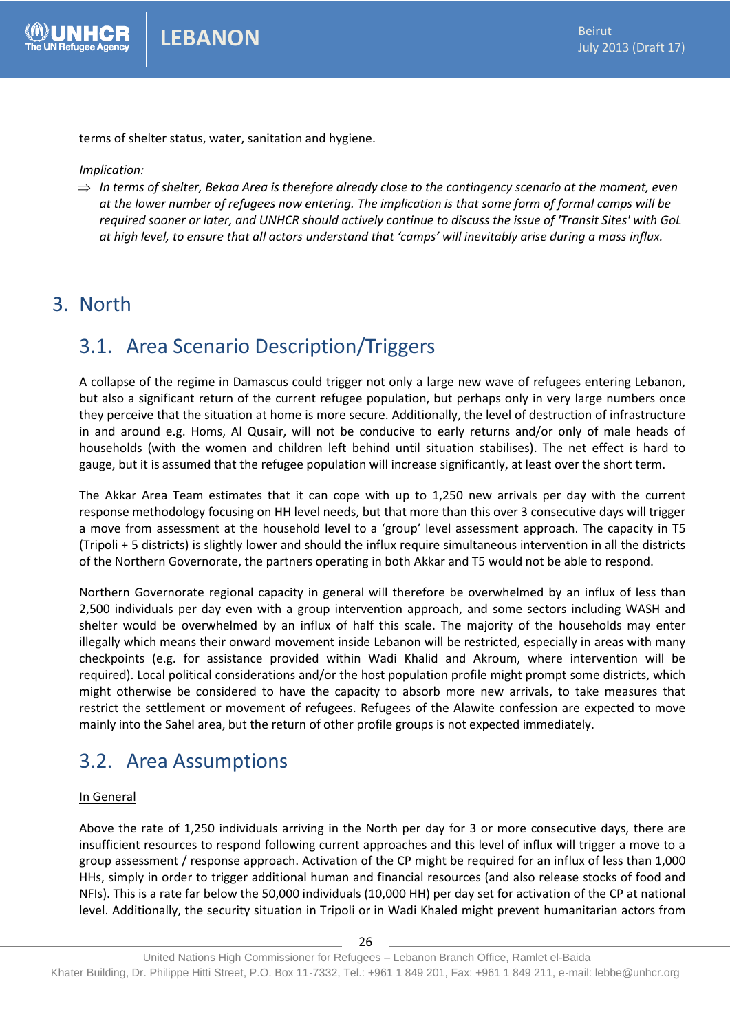terms of shelter status, water, sanitation and hygiene.

*Implication:*

⇒ *In terms of shelter, Bekaa Area is therefore already close to the contingency scenario at the moment, even at the lower number of refugees now entering. The implication is that some form of formal camps will be required sooner or later, and UNHCR should actively continue to discuss the issue of 'Transit Sites' with GoL at high level, to ensure that all actors understand that 'camps' will inevitably arise during a mass influx.*

# 3. North

## 3.1. Area Scenario Description/Triggers

A collapse of the regime in Damascus could trigger not only a large new wave of refugees entering Lebanon, but also a significant return of the current refugee population, but perhaps only in very large numbers once they perceive that the situation at home is more secure. Additionally, the level of destruction of infrastructure in and around e.g. Homs, Al Qusair, will not be conducive to early returns and/or only of male heads of households (with the women and children left behind until situation stabilises). The net effect is hard to gauge, but it is assumed that the refugee population will increase significantly, at least over the short term.

The Akkar Area Team estimates that it can cope with up to 1,250 new arrivals per day with the current response methodology focusing on HH level needs, but that more than this over 3 consecutive days will trigger a move from assessment at the household level to a 'group' level assessment approach. The capacity in T5 (Tripoli + 5 districts) is slightly lower and should the influx require simultaneous intervention in all the districts of the Northern Governorate, the partners operating in both Akkar and T5 would not be able to respond.

Northern Governorate regional capacity in general will therefore be overwhelmed by an influx of less than 2,500 individuals per day even with a group intervention approach, and some sectors including WASH and shelter would be overwhelmed by an influx of half this scale. The majority of the households may enter illegally which means their onward movement inside Lebanon will be restricted, especially in areas with many checkpoints (e.g. for assistance provided within Wadi Khalid and Akroum, where intervention will be required). Local political considerations and/or the host population profile might prompt some districts, which might otherwise be considered to have the capacity to absorb more new arrivals, to take measures that restrict the settlement or movement of refugees. Refugees of the Alawite confession are expected to move mainly into the Sahel area, but the return of other profile groups is not expected immediately.

## 3.2. Area Assumptions

In General

Above the rate of 1,250 individuals arriving in the North per day for 3 or more consecutive days, there are insufficient resources to respond following current approaches and this level of influx will trigger a move to a group assessment / response approach. Activation of the CP might be required for an influx of less than 1,000 HHs, simply in order to trigger additional human and financial resources (and also release stocks of food and NFIs). This is a rate far below the 50,000 individuals (10,000 HH) per day set for activation of the CP at national level. Additionally, the security situation in Tripoli or in Wadi Khaled might prevent humanitarian actors from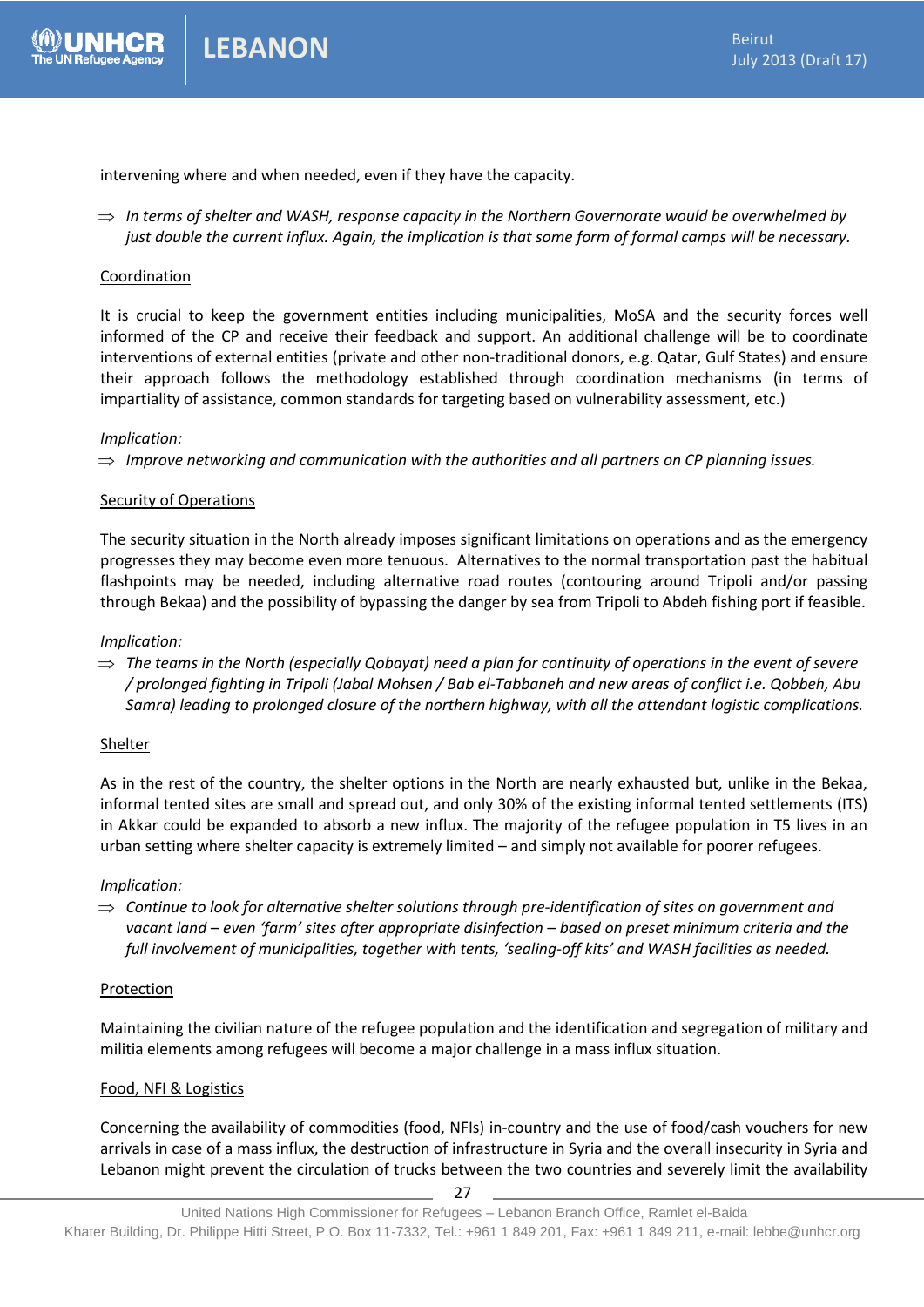intervening where and when needed, even if they have the capacity.

⇒ *In terms of shelter and WASH, response capacity in the Northern Governorate would be overwhelmed by just double the current influx. Again, the implication is that some form of formal camps will be necessary.*

Coordination

It is crucial to keep the government entities including municipalities, MoSA and the security forces well informed of the CP and receive their feedback and support. An additional challenge will be to coordinate interventions of external entities (private and other non-traditional donors, e.g. Qatar, Gulf States) and ensure their approach follows the methodology established through coordination mechanisms (in terms of impartiality of assistance, common standards for targeting based on vulnerability assessment, etc.)

*Implication:*

⇒ *Improve networking and communication with the authorities and all partners on CP planning issues.*

Security of Operations

The security situation in the North already imposes significant limitations on operations and as the emergency progresses they may become even more tenuous. Alternatives to the normal transportation past the habitual flashpoints may be needed, including alternative road routes (contouring around Tripoli and/or passing through Bekaa) and the possibility of bypassing the danger by sea from Tripoli to Abdeh fishing port if feasible.

*Implication:*

⇒ *The teams in the North (especially Qobayat) need a plan for continuity of operations in the event of severe / prolonged fighting in Tripoli (Jabal Mohsen / Bab el-Tabbaneh and new areas of conflict i.e. Qobbeh, Abu Samra) leading to prolonged closure of the northern highway, with all the attendant logistic complications.*

Shelter

As in the rest of the country, the shelter options in the North are nearly exhausted but, unlike in the Bekaa, informal tented sites are small and spread out, and only 30% of the existing informal tented settlements (ITS) in Akkar could be expanded to absorb a new influx. The majority of the refugee population in T5 lives in an urban setting where shelter capacity is extremely limited – and simply not available for poorer refugees.

*Implication:*

⇒ *Continue to look for alternative shelter solutions through pre-identification of sites on government and vacant land – even 'farm' sites after appropriate disinfection – based on preset minimum criteria and the full involvement of municipalities, together with tents, 'sealing-off kits' and WASH facilities as needed.*

Protection

Maintaining the civilian nature of the refugee population and the identification and segregation of military and militia elements among refugees will become a major challenge in a mass influx situation.

Food, NFI & Logistics

Concerning the availability of commodities (food, NFIs) in-country and the use of food/cash vouchers for new arrivals in case of a mass influx, the destruction of infrastructure in Syria and the overall insecurity in Syria and Lebanon might prevent the circulation of trucks between the two countries and severely limit the availability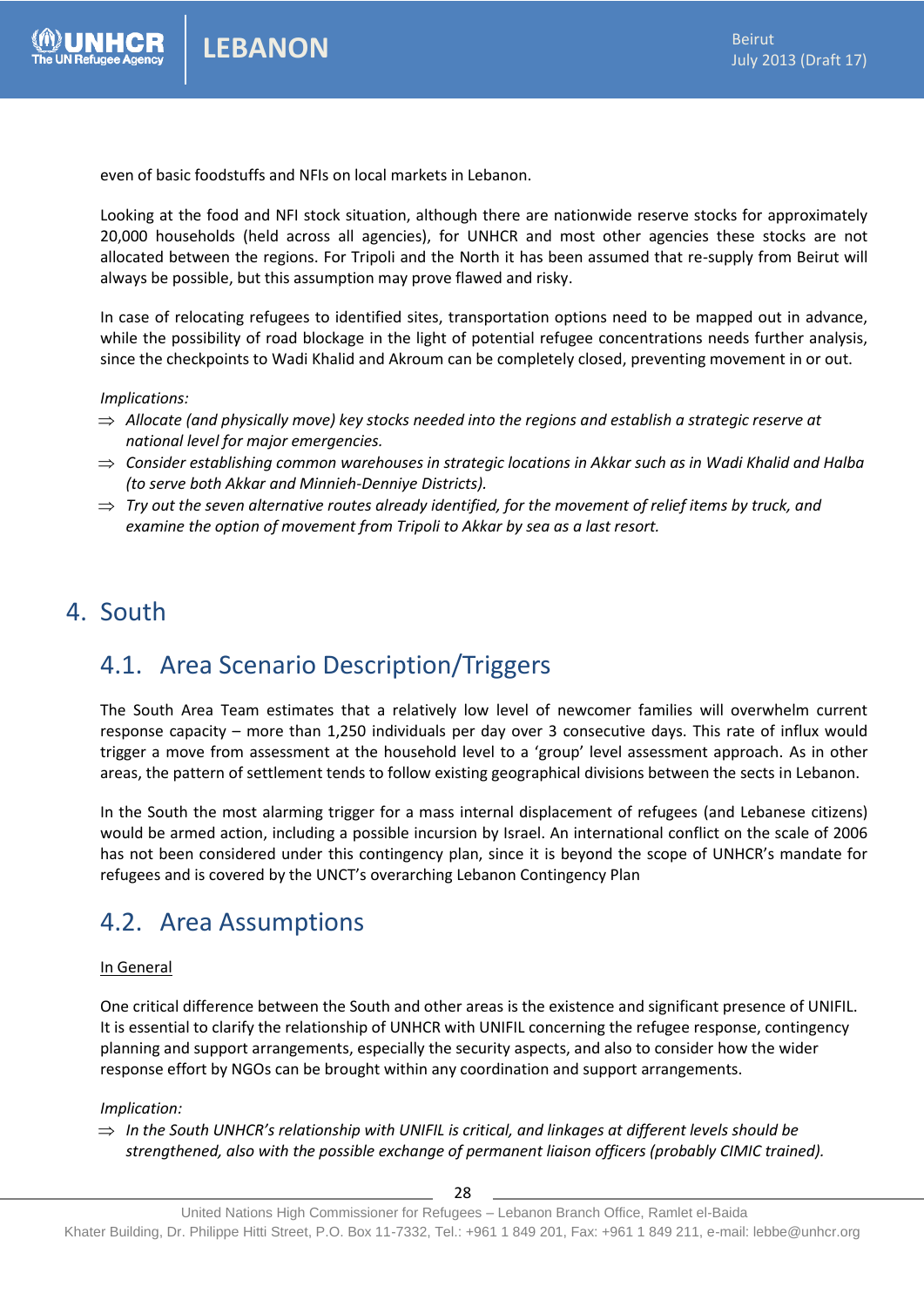even of basic foodstuffs and NFIs on local markets in Lebanon.

Looking at the food and NFI stock situation, although there are nationwide reserve stocks for approximately 20,000 households (held across all agencies), for UNHCR and most other agencies these stocks are not allocated between the regions. For Tripoli and the North it has been assumed that re-supply from Beirut will always be possible, but this assumption may prove flawed and risky.

In case of relocating refugees to identified sites, transportation options need to be mapped out in advance, while the possibility of road blockage in the light of potential refugee concentrations needs further analysis, since the checkpoints to Wadi Khalid and Akroum can be completely closed, preventing movement in or out.

*Implications:*

⇒ *Allocate (and physically move) key stocks needed into the regions and establish a strategic reserve at national level for major emergencies.*

⇒ *Consider establishing common warehouses in strategic locations in Akkar such as in Wadi Khalid and Halba (to serve both Akkar and Minnieh-Denniye Districts).*

⇒ *Try out the seven alternative routes already identified, for the movement of relief items by truck, and examine the option of movement from Tripoli to Akkar by sea as a last resort.*

# 4. South

## 4.1. Area Scenario Description/Triggers

The South Area Team estimates that a relatively low level of newcomer families will overwhelm current response capacity – more than 1,250 individuals per day over 3 consecutive days. This rate of influx would trigger a move from assessment at the household level to a 'group' level assessment approach. As in other areas, the pattern of settlement tends to follow existing geographical divisions between the sects in Lebanon.

In the South the most alarming trigger for a mass internal displacement of refugees (and Lebanese citizens) would be armed action, including a possible incursion by Israel. An international conflict on the scale of 2006 has not been considered under this contingency plan, since it is beyond the scope of UNHCR's mandate for refugees and is covered by the UNCT's overarching Lebanon Contingency Plan

## 4.2. Area Assumptions

In General

One critical difference between the South and other areas is the existence and significant presence of UNIFIL. It is essential to clarify the relationship of UNHCR with UNIFIL concerning the refugee response, contingency planning and support arrangements, especially the security aspects, and also to consider how the wider response effort by NGOs can be brought within any coordination and support arrangements.

*Implication:*

⇒ *In the South UNHCR's relationship with UNIFIL is critical, and linkages at different levels should be strengthened, also with the possible exchange of permanent liaison officers (probably CIMIC trained).*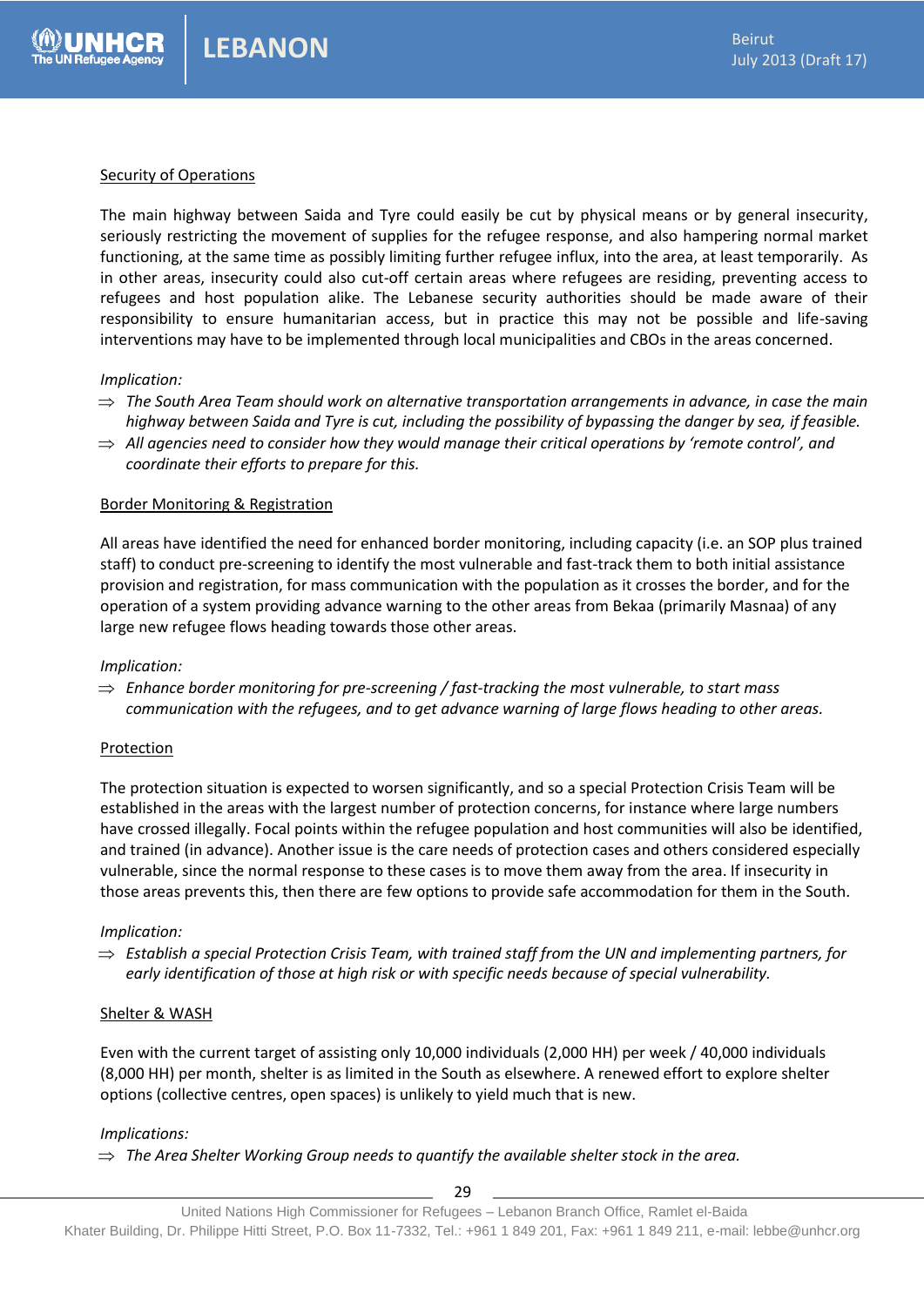Security of Operations

The main highway between Saida and Tyre could easily be cut by physical means or by general insecurity, seriously restricting the movement of supplies for the refugee response, and also hampering normal market functioning, at the same time as possibly limiting further refugee influx, into the area, at least temporarily. As in other areas, insecurity could also cut-off certain areas where refugees are residing, preventing access to refugees and host population alike. The Lebanese security authorities should be made aware of their responsibility to ensure humanitarian access, but in practice this may not be possible and life-saving interventions may have to be implemented through local municipalities and CBOs in the areas concerned.

*Implication:*

- ⇒ *The South Area Team should work on alternative transportation arrangements in advance, in case the main highway between Saida and Tyre is cut, including the possibility of bypassing the danger by sea, if feasible.*
- ⇒ *All agencies need to consider how they would manage their critical operations by 'remote control', and coordinate their efforts to prepare for this.*

Border Monitoring & Registration

All areas have identified the need for enhanced border monitoring, including capacity (i.e. an SOP plus trained staff) to conduct pre-screening to identify the most vulnerable and fast-track them to both initial assistance provision and registration, for mass communication with the population as it crosses the border, and for the operation of a system providing advance warning to the other areas from Bekaa (primarily Masnaa) of any large new refugee flows heading towards those other areas.

*Implication:*

- ⇒ *Enhance border monitoring for pre-screening / fast-tracking the most vulnerable, to start mass communication with the refugees, and to get advance warning of large flows heading to other areas.*

Protection

The protection situation is expected to worsen significantly, and so a special Protection Crisis Team will be established in the areas with the largest number of protection concerns, for instance where large numbers have crossed illegally. Focal points within the refugee population and host communities will also be identified, and trained (in advance). Another issue is the care needs of protection cases and others considered especially vulnerable, since the normal response to these cases is to move them away from the area. If insecurity in those areas prevents this, then there are few options to provide safe accommodation for them in the South.

*Implication:*

- ⇒ *Establish a special Protection Crisis Team, with trained staff from the UN and implementing partners, for early identification of those at high risk or with specific needs because of special vulnerability.*

Shelter & WASH

Even with the current target of assisting only 10,000 individuals (2,000 HH) per week / 40,000 individuals (8,000 HH) per month, shelter is as limited in the South as elsewhere. A renewed effort to explore shelter options (collective centres, open spaces) is unlikely to yield much that is new.

*Implications:*

- ⇒ *The Area Shelter Working Group needs to quantify the available shelter stock in the area.*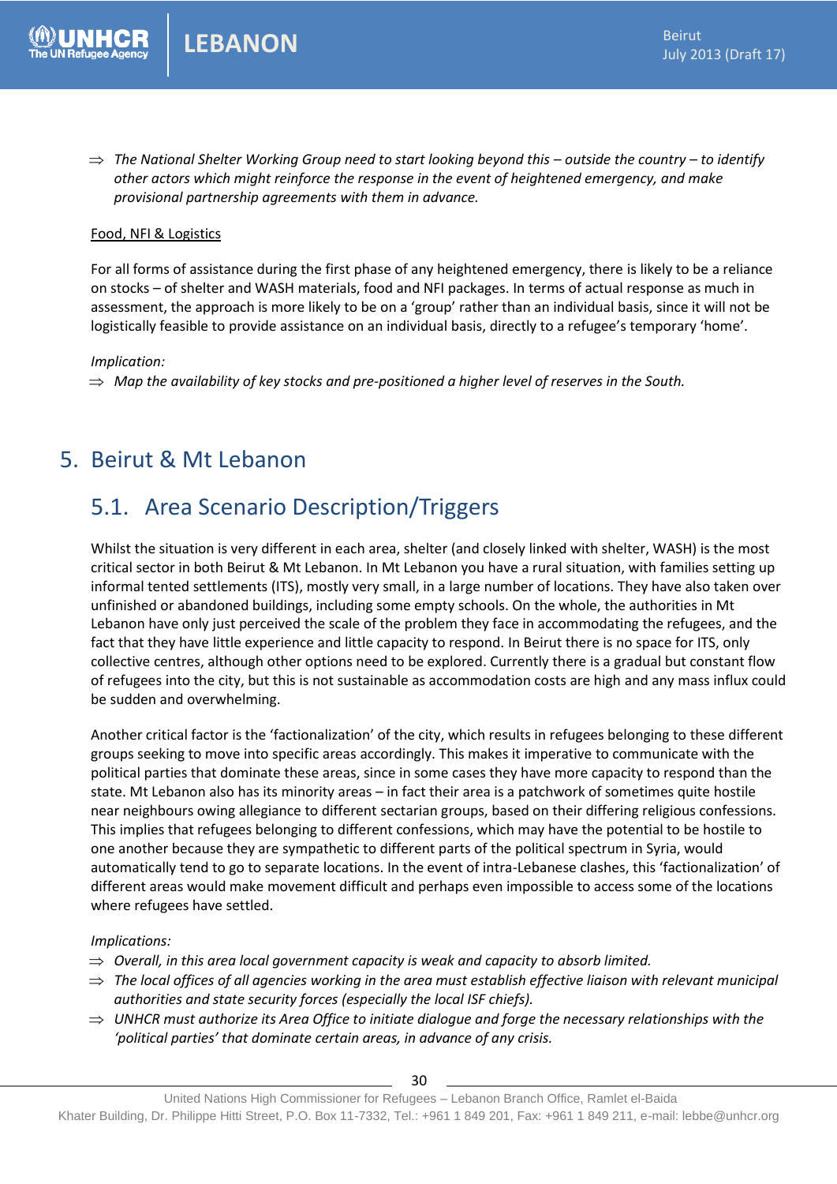⇒ *The National Shelter Working Group need to start looking beyond this – outside the country – to identify other actors which might reinforce the response in the event of heightened emergency, and make provisional partnership agreements with them in advance.*

Food, NFI & Logistics

For all forms of assistance during the first phase of any heightened emergency, there is likely to be a reliance on stocks – of shelter and WASH materials, food and NFI packages. In terms of actual response as much in assessment, the approach is more likely to be on a 'group' rather than an individual basis, since it will not be logistically feasible to provide assistance on an individual basis, directly to a refugee's temporary 'home'.

*Implication:*

⇒ *Map the availability of key stocks and pre-positioned a higher level of reserves in the South.*

# 5. Beirut & Mt Lebanon

## 5.1. Area Scenario Description/Triggers

Whilst the situation is very different in each area, shelter (and closely linked with shelter, WASH) is the most critical sector in both Beirut & Mt Lebanon. In Mt Lebanon you have a rural situation, with families setting up informal tented settlements (ITS), mostly very small, in a large number of locations. They have also taken over unfinished or abandoned buildings, including some empty schools. On the whole, the authorities in Mt Lebanon have only just perceived the scale of the problem they face in accommodating the refugees, and the fact that they have little experience and little capacity to respond. In Beirut there is no space for ITS, only collective centres, although other options need to be explored. Currently there is a gradual but constant flow of refugees into the city, but this is not sustainable as accommodation costs are high and any mass influx could be sudden and overwhelming.

Another critical factor is the 'factionalization' of the city, which results in refugees belonging to these different groups seeking to move into specific areas accordingly. This makes it imperative to communicate with the political parties that dominate these areas, since in some cases they have more capacity to respond than the state. Mt Lebanon also has its minority areas – in fact their area is a patchwork of sometimes quite hostile near neighbours owing allegiance to different sectarian groups, based on their differing religious confessions. This implies that refugees belonging to different confessions, which may have the potential to be hostile to one another because they are sympathetic to different parts of the political spectrum in Syria, would automatically tend to go to separate locations. In the event of intra-Lebanese clashes, this 'factionalization' of different areas would make movement difficult and perhaps even impossible to access some of the locations where refugees have settled.

*Implications:*

⇒ *Overall, in this area local government capacity is weak and capacity to absorb limited.*

⇒ *The local offices of all agencies working in the area must establish effective liaison with relevant municipal authorities and state security forces (especially the local ISF chiefs).*

⇒ *UNHCR must authorize its Area Office to initiate dialogue and forge the necessary relationships with the 'political parties' that dominate certain areas, in advance of any crisis.*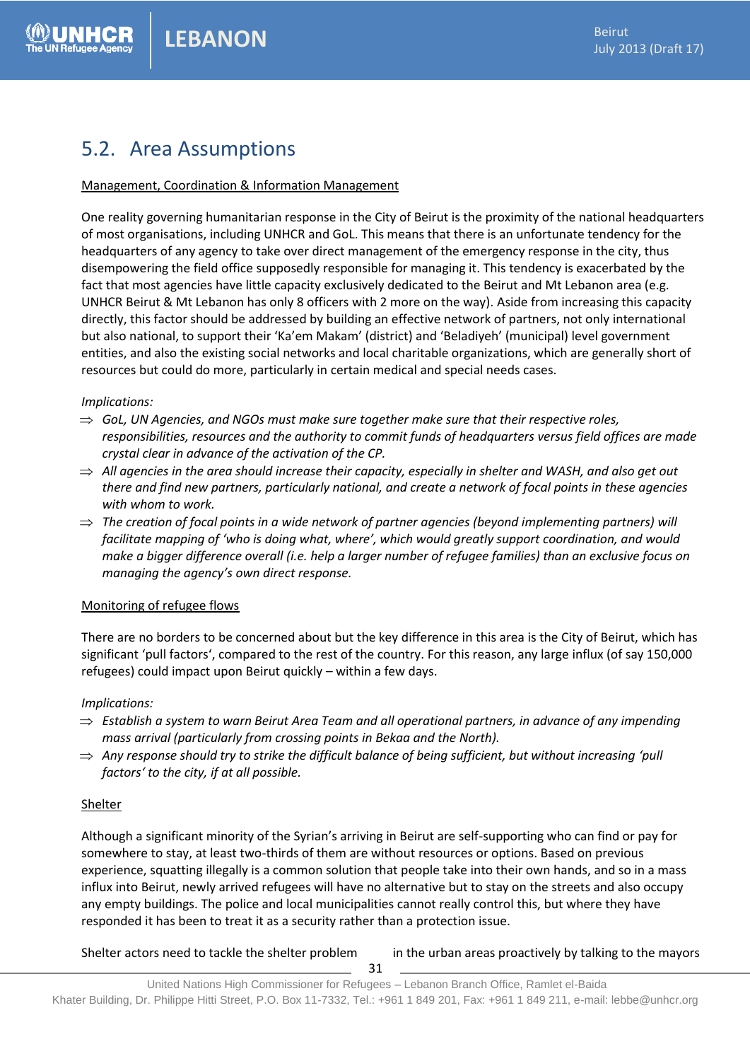## 5.2. Area Assumptions

Management, Coordination & Information Management

One reality governing humanitarian response in the City of Beirut is the proximity of the national headquarters of most organisations, including UNHCR and GoL. This means that there is an unfortunate tendency for the headquarters of any agency to take over direct management of the emergency response in the city, thus disempowering the field office supposedly responsible for managing it. This tendency is exacerbated by the fact that most agencies have little capacity exclusively dedicated to the Beirut and Mt Lebanon area (e.g. UNHCR Beirut & Mt Lebanon has only 8 officers with 2 more on the way). Aside from increasing this capacity directly, this factor should be addressed by building an effective network of partners, not only international but also national, to support their 'Ka'em Makam' (district) and 'Beladiyeh' (municipal) level government entities, and also the existing social networks and local charitable organizations, which are generally short of resources but could do more, particularly in certain medical and special needs cases.

*Implications:*

⇒ *GoL, UN Agencies, and NGOs must make sure together make sure that their respective roles, responsibilities, resources and the authority to commit funds of headquarters versus field offices are made crystal clear in advance of the activation of the CP.*

⇒ *All agencies in the area should increase their capacity, especially in shelter and WASH, and also get out there and find new partners, particularly national, and create a network of focal points in these agencies with whom to work.*

⇒ *The creation of focal points in a wide network of partner agencies (beyond implementing partners) will facilitate mapping of 'who is doing what, where', which would greatly support coordination, and would make a bigger difference overall (i.e. help a larger number of refugee families) than an exclusive focus on managing the agency's own direct response.*

Monitoring of refugee flows

There are no borders to be concerned about but the key difference in this area is the City of Beirut, which has significant 'pull factors', compared to the rest of the country. For this reason, any large influx (of say 150,000 refugees) could impact upon Beirut quickly – within a few days.

*Implications:*

⇒ *Establish a system to warn Beirut Area Team and all operational partners, in advance of any impending mass arrival (particularly from crossing points in Bekaa and the North).*

⇒ *Any response should try to strike the difficult balance of being sufficient, but without increasing 'pull factors' to the city, if at all possible.*

Shelter

Although a significant minority of the Syrian's arriving in Beirut are self-supporting who can find or pay for somewhere to stay, at least two-thirds of them are without resources or options. Based on previous experience, squatting illegally is a common solution that people take into their own hands, and so in a mass influx into Beirut, newly arrived refugees will have no alternative but to stay on the streets and also occupy any empty buildings. The police and local municipalities cannot really control this, but where they have responded it has been to treat it as a security rather than a protection issue.

Shelter actors need to tackle the shelter problem in the urban areas proactively by talking to the mayors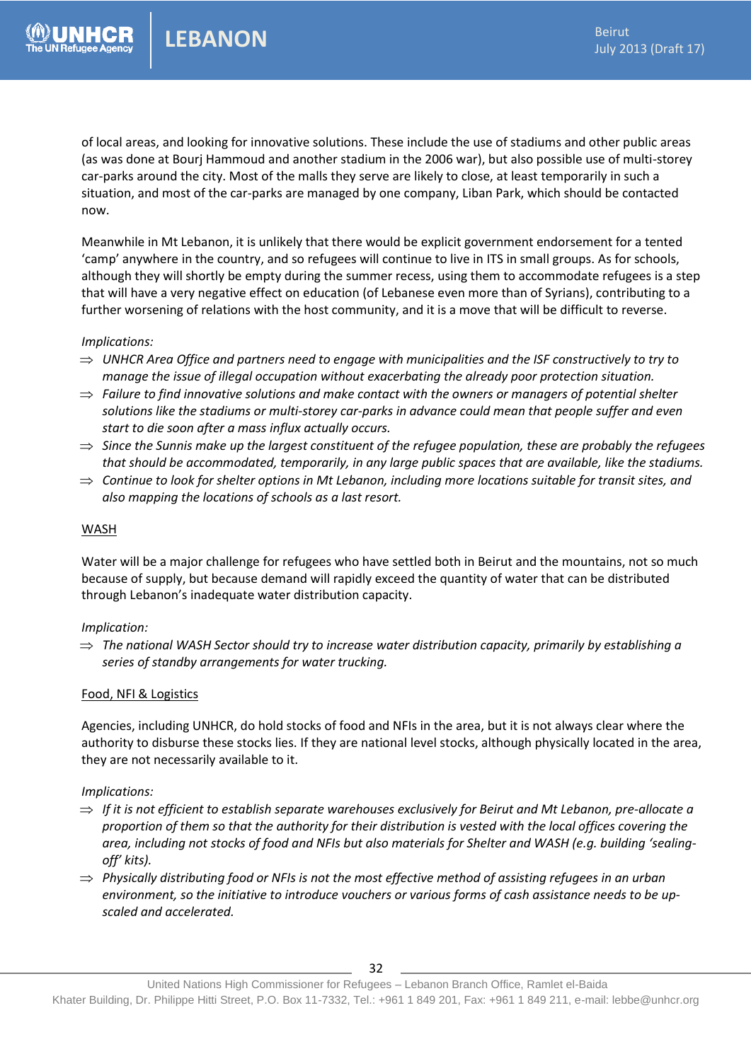of local areas, and looking for innovative solutions. These include the use of stadiums and other public areas (as was done at Bourj Hammoud and another stadium in the 2006 war), but also possible use of multi-storey car-parks around the city. Most of the malls they serve are likely to close, at least temporarily in such a situation, and most of the car-parks are managed by one company, Liban Park, which should be contacted now.

Meanwhile in Mt Lebanon, it is unlikely that there would be explicit government endorsement for a tented 'camp' anywhere in the country, and so refugees will continue to live in ITS in small groups. As for schools, although they will shortly be empty during the summer recess, using them to accommodate refugees is a step that will have a very negative effect on education (of Lebanese even more than of Syrians), contributing to a further worsening of relations with the host community, and it is a move that will be difficult to reverse.

*Implications:*

- ⇒ *UNHCR Area Office and partners need to engage with municipalities and the ISF constructively to try to manage the issue of illegal occupation without exacerbating the already poor protection situation.*
- ⇒ *Failure to find innovative solutions and make contact with the owners or managers of potential shelter solutions like the stadiums or multi-storey car-parks in advance could mean that people suffer and even start to die soon after a mass influx actually occurs.*
- ⇒ *Since the Sunnis make up the largest constituent of the refugee population, these are probably the refugees that should be accommodated, temporarily, in any large public spaces that are available, like the stadiums.*
- ⇒ *Continue to look for shelter options in Mt Lebanon, including more locations suitable for transit sites, and also mapping the locations of schools as a last resort.*

<u>WASH</u>

Water will be a major challenge for refugees who have settled both in Beirut and the mountains, not so much because of supply, but because demand will rapidly exceed the quantity of water that can be distributed through Lebanon's inadequate water distribution capacity.

*Implication:*

- ⇒ *The national WASH Sector should try to increase water distribution capacity, primarily by establishing a series of standby arrangements for water trucking.*

<u>Food, NFI & Logistics</u>

Agencies, including UNHCR, do hold stocks of food and NFIs in the area, but it is not always clear where the authority to disburse these stocks lies. If they are national level stocks, although physically located in the area, they are not necessarily available to it.

*Implications:*

- ⇒ *If it is not efficient to establish separate warehouses exclusively for Beirut and Mt Lebanon, pre-allocate a proportion of them so that the authority for their distribution is vested with the local offices covering the area, including not stocks of food and NFIs but also materials for Shelter and WASH (e.g. building 'sealing-off' kits).*
- ⇒ *Physically distributing food or NFIs is not the most effective method of assisting refugees in an urban environment, so the initiative to introduce vouchers or various forms of cash assistance needs to be up-scaled and accelerated.*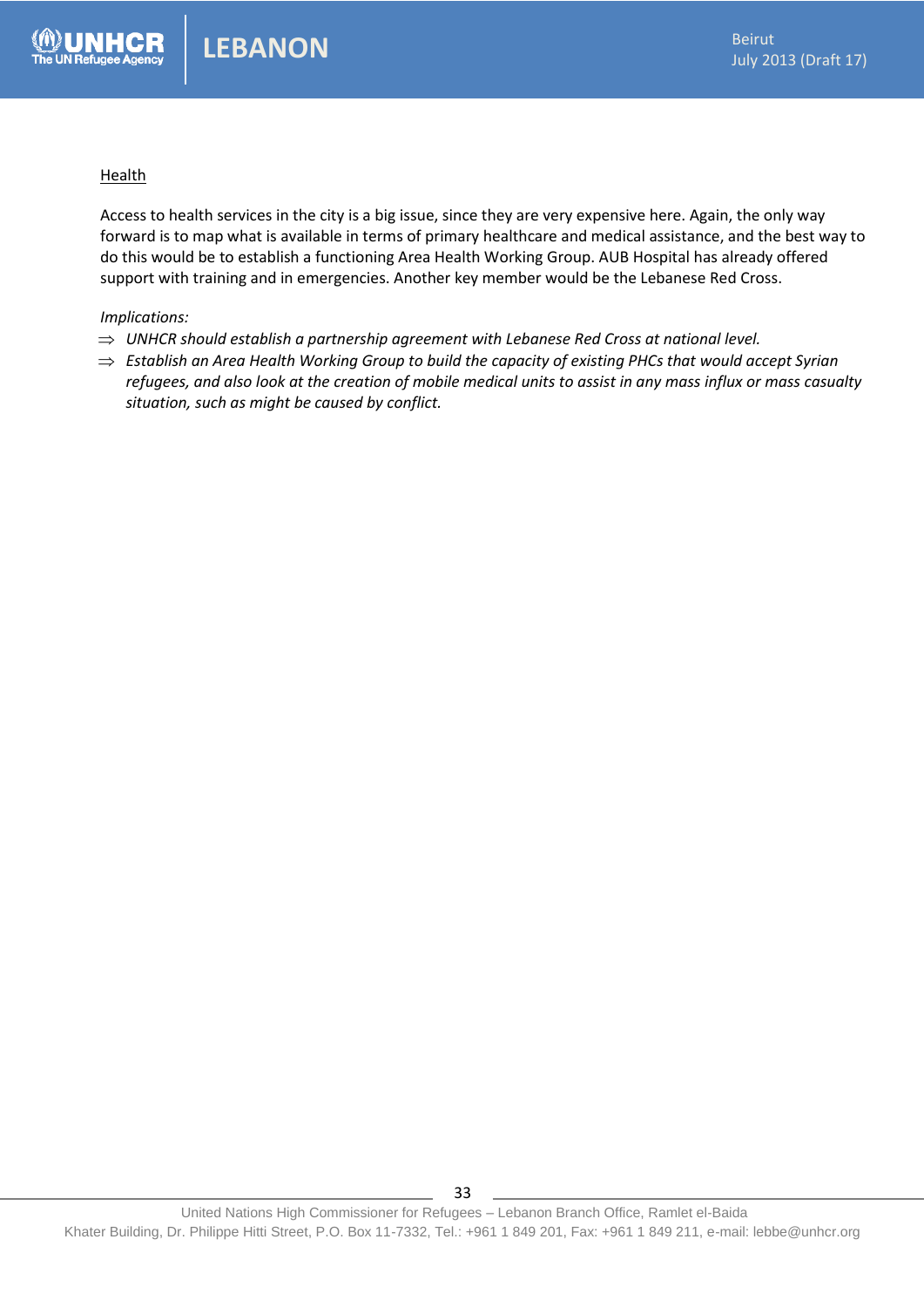<u>Health</u>

Access to health services in the city is a big issue, since they are very expensive here. Again, the only way forward is to map what is available in terms of primary healthcare and medical assistance, and the best way to do this would be to establish a functioning Area Health Working Group. AUB Hospital has already offered support with training and in emergencies. Another key member would be the Lebanese Red Cross.

*Implications:*

- ⇒ *UNHCR should establish a partnership agreement with Lebanese Red Cross at national level.*
- ⇒ *Establish an Area Health Working Group to build the capacity of existing PHCs that would accept Syrian refugees, and also look at the creation of mobile medical units to assist in any mass influx or mass casualty situation, such as might be caused by conflict.*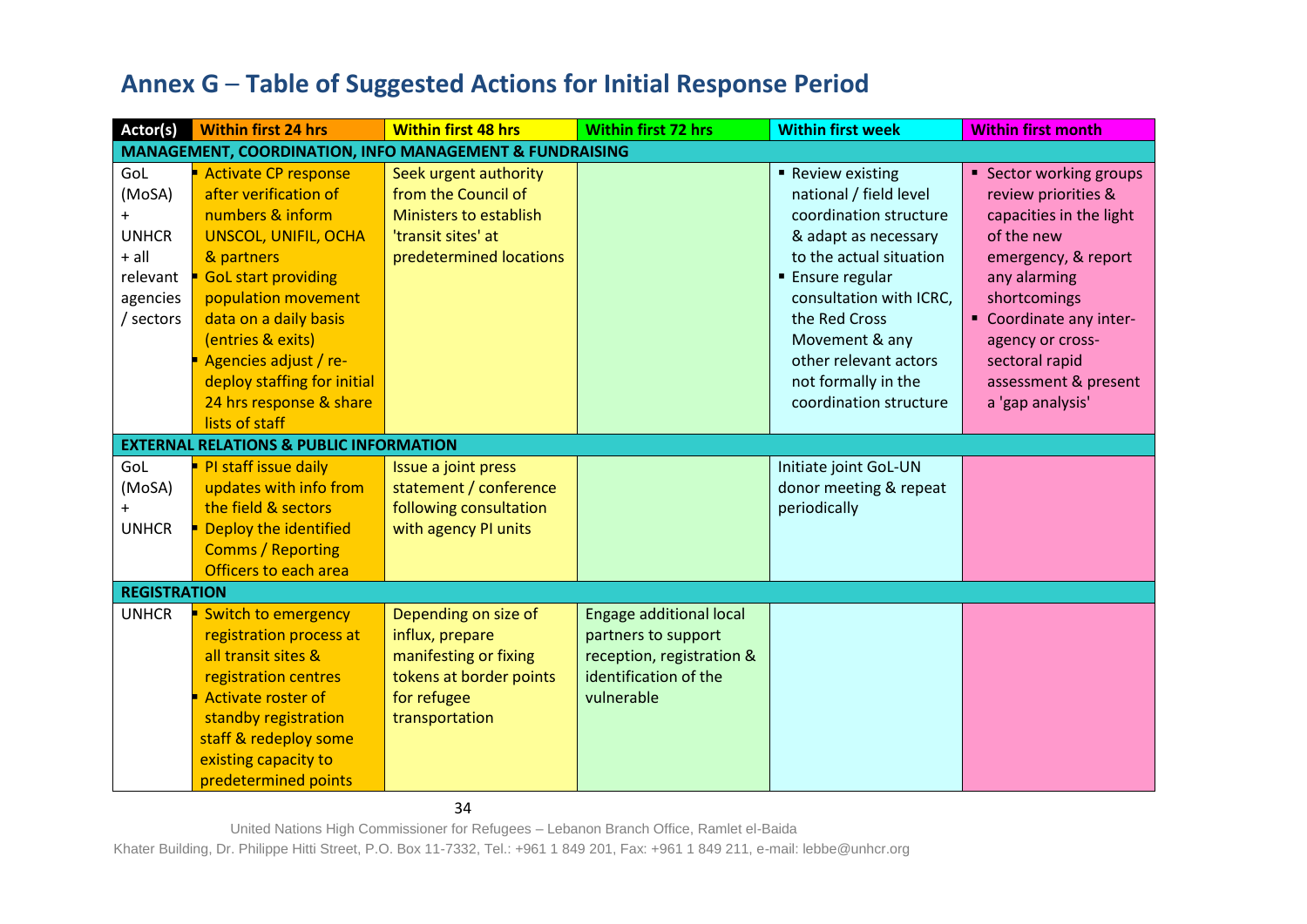## Annex G – Table of Suggested Actions for Initial Response Period

| Actor(s) | Within first 24 hrs | Within first 48 hrs | Within first 72 hrs | Within first week | Within first month |
|---|---|---|---|---|---|
| **MANAGEMENT, COORDINATION, INFO MANAGEMENT & FUNDRAISING** | | | | | |
| GoL (MoSA) + UNHCR + all relevant agencies / sectors | ▪ Activate CP response after verification of numbers & inform UNSCOL, UNIFIL, OCHA & partners<br>▪ GoL start providing population movement data on a daily basis (entries & exits)<br>▪ Agencies adjust / re-deploy staffing for initial 24 hrs response & share lists of staff | Seek urgent authority from the Council of Ministers to establish 'transit sites' at predetermined locations | | ▪ Review existing national / field level coordination structure & adapt as necessary to the actual situation<br>▪ Ensure regular consultation with ICRC, the Red Cross Movement & any other relevant actors not formally in the coordination structure | ▪ Sector working groups review priorities & capacities in the light of the new emergency, & report any alarming shortcomings<br>▪ Coordinate any inter-agency or cross-sectoral rapid assessment & present a 'gap analysis' |
| **EXTERNAL RELATIONS & PUBLIC INFORMATION** | | | | | |
| GoL (MoSA) + UNHCR | ▪ PI staff issue daily updates with info from the field & sectors<br>▪ Deploy the identified Comms / Reporting Officers to each area | Issue a joint press statement / conference following consultation with agency PI units | | Initiate joint GoL-UN donor meeting & repeat periodically | |
| **REGISTRATION** | | | | | |
| UNHCR | ▪ Switch to emergency registration process at all transit sites & registration centres<br>▪ Activate roster of standby registration staff & redeploy some existing capacity to predetermined points | Depending on size of influx, prepare manifesting or fixing tokens at border points for refugee transportation | Engage additional local partners to support reception, registration & identification of the vulnerable | | |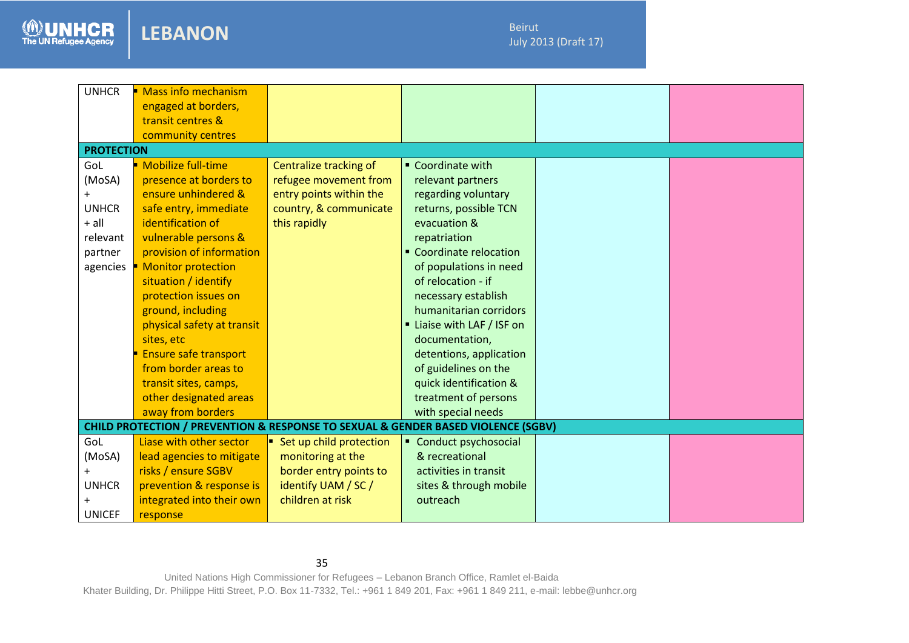| | | | | | |
|---|---|---|---|---|---|
| UNHCR | ▪ Mass info mechanism engaged at borders, transit centres & community centres | | | | |
| **PROTECTION** | | | | | |
| GoL (MoSA) + UNHCR + all relevant partner agencies | ▪ Mobilize full-time presence at borders to ensure unhindered & safe entry, immediate identification of vulnerable persons & provision of information<br>▪ Monitor protection situation / identify protection issues on ground, including physical safety at transit sites, etc<br>▪ Ensure safe transport from border areas to transit sites, camps, other designated areas away from borders | Centralize tracking of refugee movement from entry points within the country, & communicate this rapidly | ▪ Coordinate with relevant partners regarding voluntary returns, possible TCN evacuation & repatriation<br>▪ Coordinate relocation of populations in need of relocation - if necessary establish humanitarian corridors<br>▪ Liaise with LAF / ISF on documentation, detentions, application of guidelines on the quick identification & treatment of persons with special needs | | |
| **CHILD PROTECTION / PREVENTION & RESPONSE TO SEXUAL & GENDER BASED VIOLENCE (SGBV)** | | | | | |
| GoL (MoSA) + UNHCR + UNICEF | Liase with other sector lead agencies to mitigate risks / ensure SGBV prevention & response is integrated into their own response | ▪ Set up child protection monitoring at the border entry points to identify UAM / SC / children at risk | ▪ Conduct psychosocial & recreational activities in transit sites & through mobile outreach | | |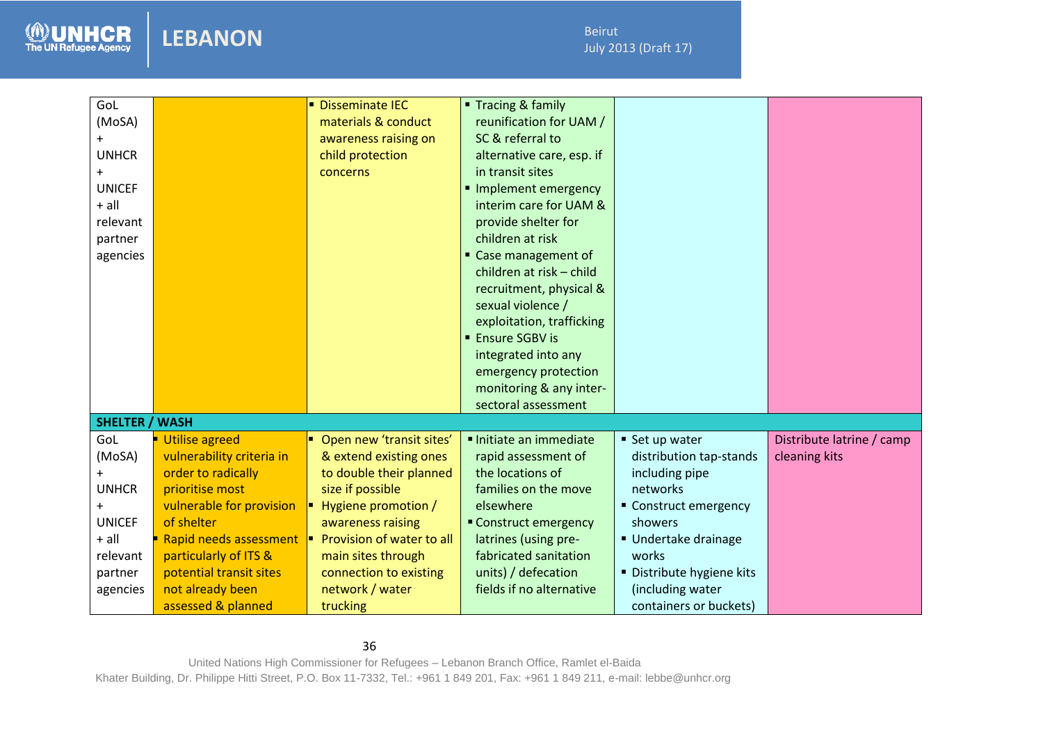| | | | | | |
|---|---|---|---|---|---|
| GoL (MoSA) + UNHCR + UNICEF + all relevant partner agencies | | ▪ Disseminate IEC materials & conduct awareness raising on child protection concerns | ▪ Tracing & family reunification for UAM / SC & referral to alternative care, esp. if in transit sites<br>▪ Implement emergency interim care for UAM & provide shelter for children at risk<br>▪ Case management of children at risk – child recruitment, physical & sexual violence / exploitation, trafficking<br>▪ Ensure SGBV is integrated into any emergency protection monitoring & any inter-sectoral assessment | | |
| **SHELTER / WASH** | | | | | |
| GoL (MoSA) + UNHCR + UNICEF + all relevant partner agencies | ▪ Utilise agreed vulnerability criteria in order to radically prioritise most vulnerable for provision of shelter<br>▪ Rapid needs assessment particularly of ITS & potential transit sites not already been assessed & planned | ▪ Open new 'transit sites' & extend existing ones to double their planned size if possible<br>▪ Hygiene promotion / awareness raising<br>▪ Provision of water to all main sites through connection to existing network / water trucking | ▪ Initiate an immediate rapid assessment of the locations of families on the move elsewhere<br>▪ Construct emergency latrines (using pre-fabricated sanitation units) / defecation fields if no alternative | ▪ Set up water distribution tap-stands including pipe networks<br>▪ Construct emergency showers<br>▪ Undertake drainage works<br>▪ Distribute hygiene kits (including water containers or buckets) | Distribute latrine / camp cleaning kits |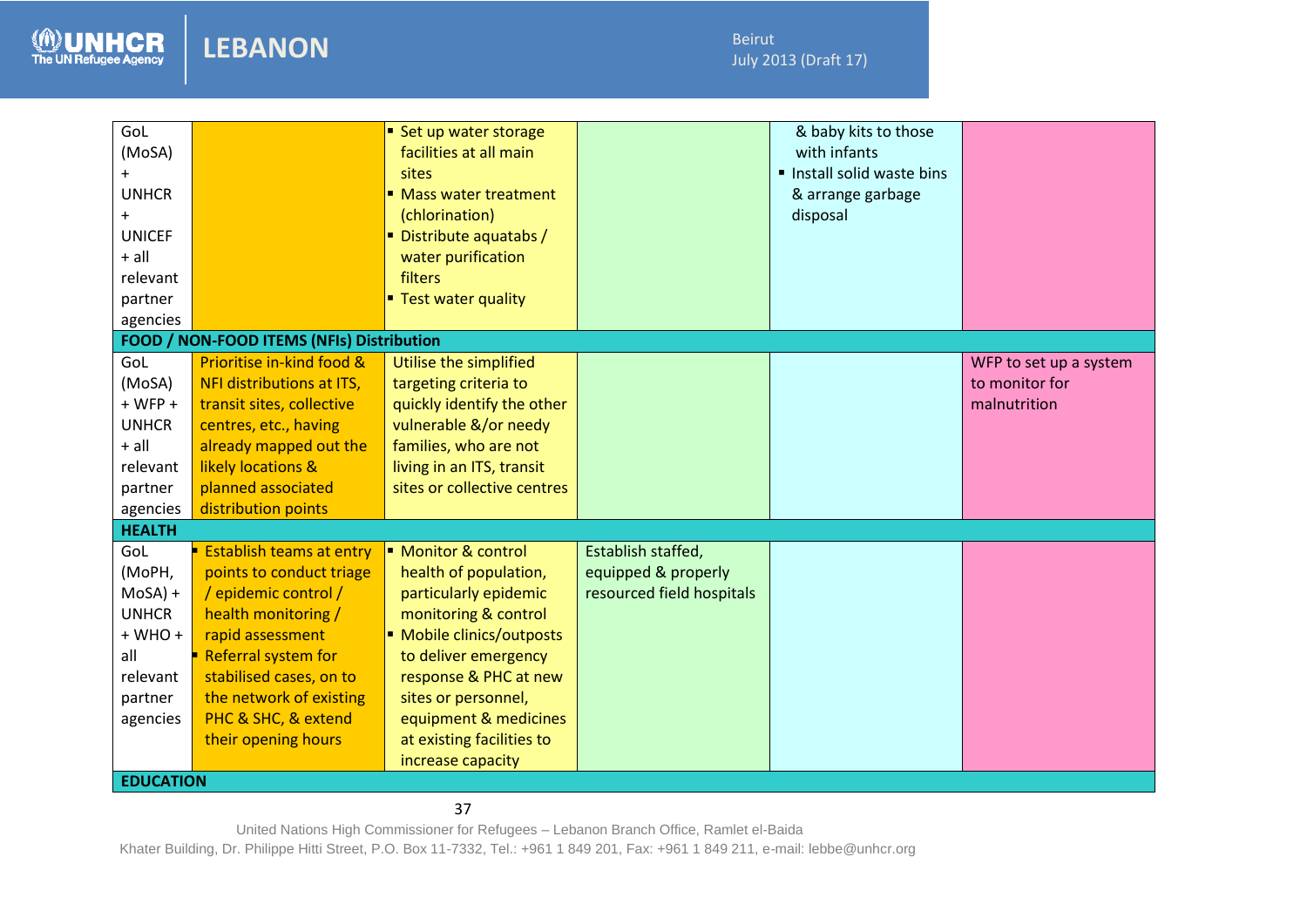| | | | | | |
|---|---|---|---|---|---|
| GoL (MoSA) + UNHCR + UNICEF + all relevant partner agencies | | ▪ Set up water storage facilities at all main sites<br>▪ Mass water treatment (chlorination)<br>▪ Distribute aquatabs / water purification filters<br>▪ Test water quality | | & baby kits to those with infants<br>▪ Install solid waste bins & arrange garbage disposal | |
| **FOOD / NON-FOOD ITEMS (NFIs) Distribution** | | | | | |
| GoL (MoSA) + WFP + UNHCR + all relevant partner agencies | Prioritise in-kind food & NFI distributions at ITS, transit sites, collective centres, etc., having already mapped out the likely locations & planned associated distribution points | Utilise the simplified targeting criteria to quickly identify the other vulnerable &/or needy families, who are not living in an ITS, transit sites or collective centres | | | WFP to set up a system to monitor for malnutrition |
| **HEALTH** | | | | | |
| GoL (MoPH, MoSA) + UNHCR + WHO + all relevant partner agencies | ▪ Establish teams at entry points to conduct triage / epidemic control / health monitoring / rapid assessment<br>▪ Referral system for stabilised cases, on to the network of existing PHC & SHC, & extend their opening hours | ▪ Monitor & control health of population, particularly epidemic monitoring & control<br>▪ Mobile clinics/outposts to deliver emergency response & PHC at new sites or personnel, equipment & medicines at existing facilities to increase capacity | Establish staffed, equipped & properly resourced field hospitals | | |
| **EDUCATION** | | | | | |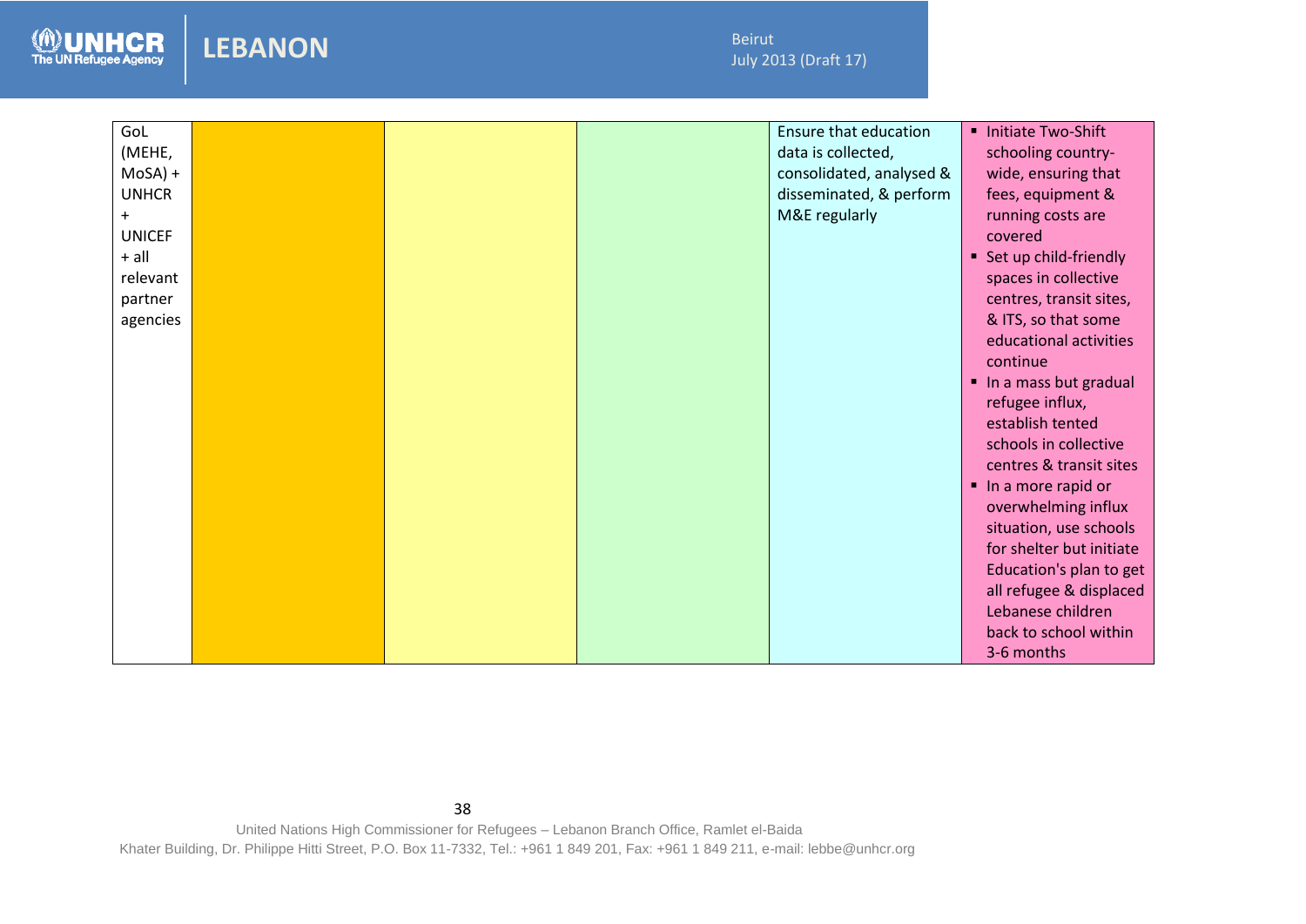| | | | | | |
|---|---|---|---|---|---|
| GoL (MEHE, MoSA) + UNHCR + UNICEF + all relevant partner agencies | | | | Ensure that education data is collected, consolidated, analysed & disseminated, & perform M&E regularly | ▪ Initiate Two-Shift schooling country-wide, ensuring that fees, equipment & running costs are covered<br>▪ Set up child-friendly spaces in collective centres, transit sites, & ITS, so that some educational activities continue<br>▪ In a mass but gradual refugee influx, establish tented schools in collective centres & transit sites<br>▪ In a more rapid or overwhelming influx situation, use schools for shelter but initiate Education's plan to get all refugee & displaced Lebanese children back to school within 3-6 months |